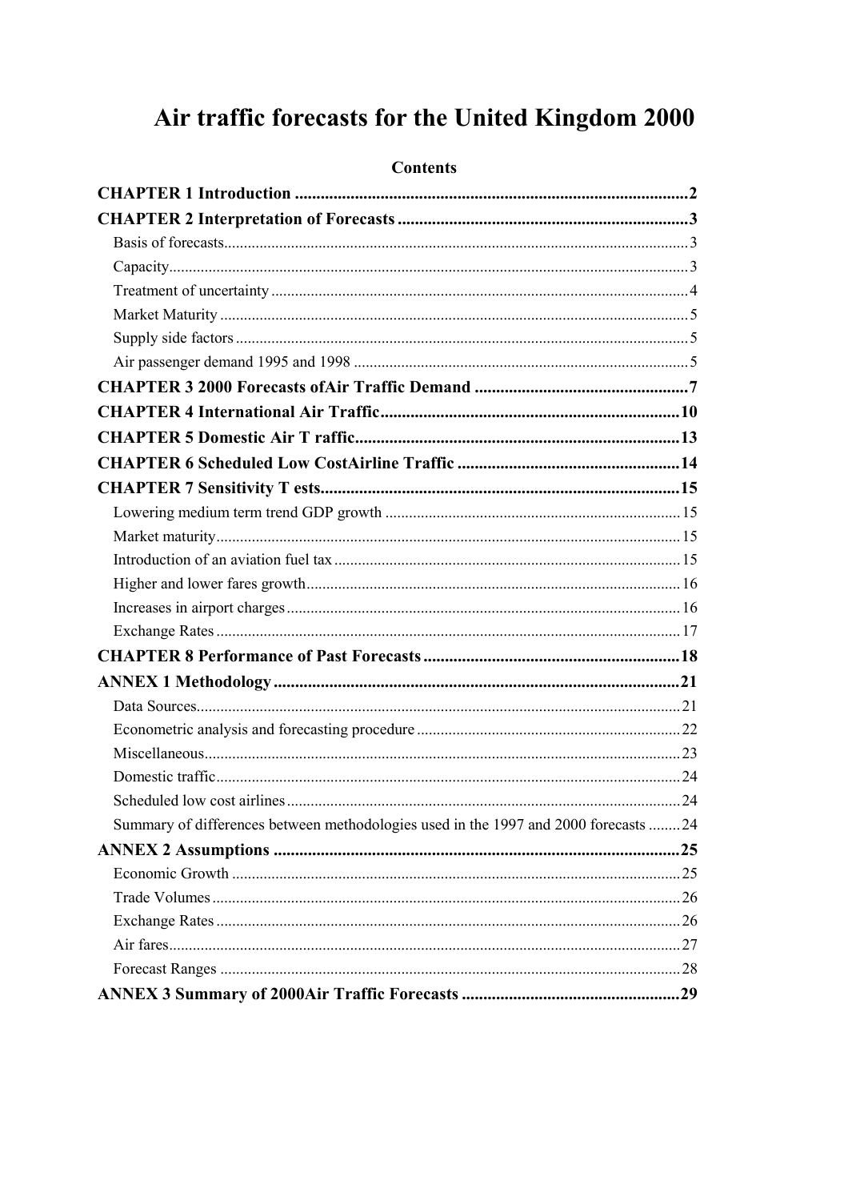# Air traffic forecasts for the United Kingdom 2000

## Contents

**CHAPTER 1 Introduction ............................................................................................2**

**CHAPTER 2 Interpretation of Forecasts ....................................................................3**

Basis of forecasts.....................................................................................................................3

Capacity..................................................................................................................................3

Treatment of uncertainty .........................................................................................................4

Market Maturity ......................................................................................................................5

Supply side factors ..................................................................................................................5

Air passenger demand 1995 and 1998 .....................................................................................5

**CHAPTER 3 2000 Forecasts ofAir Traffic Demand ..................................................7**

**CHAPTER 4 International Air Traffic......................................................................10**

**CHAPTER 5 Domestic Air T raffic............................................................................13**

**CHAPTER 6 Scheduled Low CostAirline Traffic ....................................................14**

**CHAPTER 7 Sensitivity T ests....................................................................................15**

Lowering medium term trend GDP growth ...........................................................................15

Market maturity.....................................................................................................................15

Introduction of an aviation fuel tax .......................................................................................15

Higher and lower fares growth..............................................................................................16

Increases in airport charges...................................................................................................16

Exchange Rates .....................................................................................................................17

**CHAPTER 8 Performance of Past Forecasts ............................................................18**

**ANNEX 1 Methodology ..............................................................................................21**

Data Sources..........................................................................................................................21

Econometric analysis and forecasting procedure ..................................................................22

Miscellaneous.........................................................................................................................23

Domestic traffic......................................................................................................................24

Scheduled low cost airlines....................................................................................................24

Summary of differences between methodologies used in the 1997 and 2000 forecasts ........24

**ANNEX 2 Assumptions ..............................................................................................25**

Economic Growth .................................................................................................................25

Trade Volumes.......................................................................................................................26

Exchange Rates .....................................................................................................................26

Air fares.................................................................................................................................27

Forecast Ranges ....................................................................................................................28

**ANNEX 3 Summary of 2000Air Traffic Forecasts ...................................................29**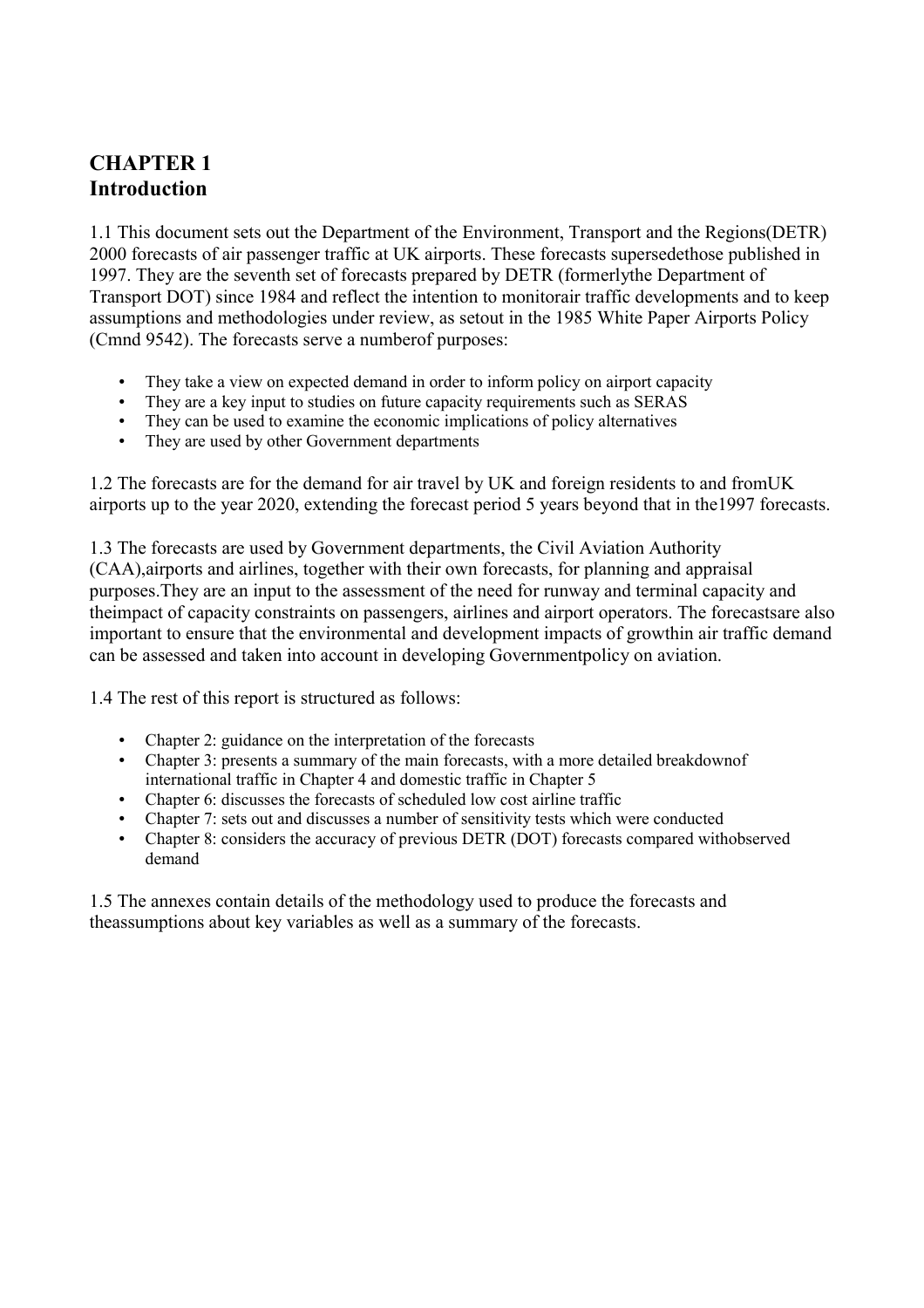# CHAPTER 1
## Introduction

1.1 This document sets out the Department of the Environment, Transport and the Regions(DETR) 2000 forecasts of air passenger traffic at UK airports. These forecasts supersedethose published in 1997. They are the seventh set of forecasts prepared by DETR (formerlythe Department of Transport DOT) since 1984 and reflect the intention to monitorair traffic developments and to keep assumptions and methodologies under review, as setout in the 1985 White Paper Airports Policy (Cmnd 9542). The forecasts serve a numberof purposes:

- They take a view on expected demand in order to inform policy on airport capacity
- They are a key input to studies on future capacity requirements such as SERAS
- They can be used to examine the economic implications of policy alternatives
- They are used by other Government departments

1.2 The forecasts are for the demand for air travel by UK and foreign residents to and fromUK airports up to the year 2020, extending the forecast period 5 years beyond that in the1997 forecasts.

1.3 The forecasts are used by Government departments, the Civil Aviation Authority (CAA),airports and airlines, together with their own forecasts, for planning and appraisal purposes.They are an input to the assessment of the need for runway and terminal capacity and theimpact of capacity constraints on passengers, airlines and airport operators. The forecastsare also important to ensure that the environmental and development impacts of growthin air traffic demand can be assessed and taken into account in developing Governmentpolicy on aviation.

1.4 The rest of this report is structured as follows:

- Chapter 2: guidance on the interpretation of the forecasts
- Chapter 3: presents a summary of the main forecasts, with a more detailed breakdownof international traffic in Chapter 4 and domestic traffic in Chapter 5
- Chapter 6: discusses the forecasts of scheduled low cost airline traffic
- Chapter 7: sets out and discusses a number of sensitivity tests which were conducted
- Chapter 8: considers the accuracy of previous DETR (DOT) forecasts compared withobserved demand

1.5 The annexes contain details of the methodology used to produce the forecasts and theassumptions about key variables as well as a summary of the forecasts.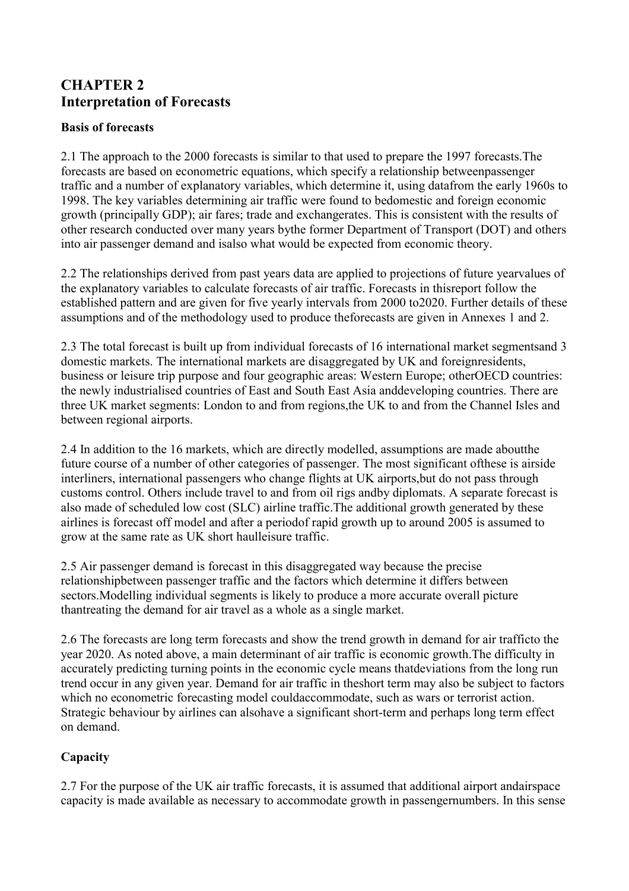# CHAPTER 2
# Interpretation of Forecasts

### Basis of forecasts

2.1 The approach to the 2000 forecasts is similar to that used to prepare the 1997 forecasts.The forecasts are based on econometric equations, which specify a relationship betweenpassenger traffic and a number of explanatory variables, which determine it, using datafrom the early 1960s to 1998. The key variables determining air traffic were found to bedomestic and foreign economic growth (principally GDP); air fares; trade and exchangerates. This is consistent with the results of other research conducted over many years bythe former Department of Transport (DOT) and others into air passenger demand and isalso what would be expected from economic theory.

2.2 The relationships derived from past years data are applied to projections of future yearvalues of the explanatory variables to calculate forecasts of air traffic. Forecasts in thisreport follow the established pattern and are given for five yearly intervals from 2000 to2020. Further details of these assumptions and of the methodology used to produce theforecasts are given in Annexes 1 and 2.

2.3 The total forecast is built up from individual forecasts of 16 international market segmentsand 3 domestic markets. The international markets are disaggregated by UK and foreignresidents, business or leisure trip purpose and four geographic areas: Western Europe; otherOECD countries: the newly industrialised countries of East and South East Asia anddeveloping countries. There are three UK market segments: London to and from regions,the UK to and from the Channel Isles and between regional airports.

2.4 In addition to the 16 markets, which are directly modelled, assumptions are made aboutthe future course of a number of other categories of passenger. The most significant ofthese is airside interliners, international passengers who change flights at UK airports,but do not pass through customs control. Others include travel to and from oil rigs andby diplomats. A separate forecast is also made of scheduled low cost (SLC) airline traffic.The additional growth generated by these airlines is forecast off model and after a periodof rapid growth up to around 2005 is assumed to grow at the same rate as UK short haulleisure traffic.

2.5 Air passenger demand is forecast in this disaggregated way because the precise relationshipbetween passenger traffic and the factors which determine it differs between sectors.Modelling individual segments is likely to produce a more accurate overall picture thantreating the demand for air travel as a whole as a single market.

2.6 The forecasts are long term forecasts and show the trend growth in demand for air trafficto the year 2020. As noted above, a main determinant of air traffic is economic growth.The difficulty in accurately predicting turning points in the economic cycle means thatdeviations from the long run trend occur in any given year. Demand for air traffic in theshort term may also be subject to factors which no econometric forecasting model couldaccommodate, such as wars or terrorist action. Strategic behaviour by airlines can alsohave a significant short-term and perhaps long term effect on demand.

### Capacity

2.7 For the purpose of the UK air traffic forecasts, it is assumed that additional airport andairspace capacity is made available as necessary to accommodate growth in passengernumbers. In this sense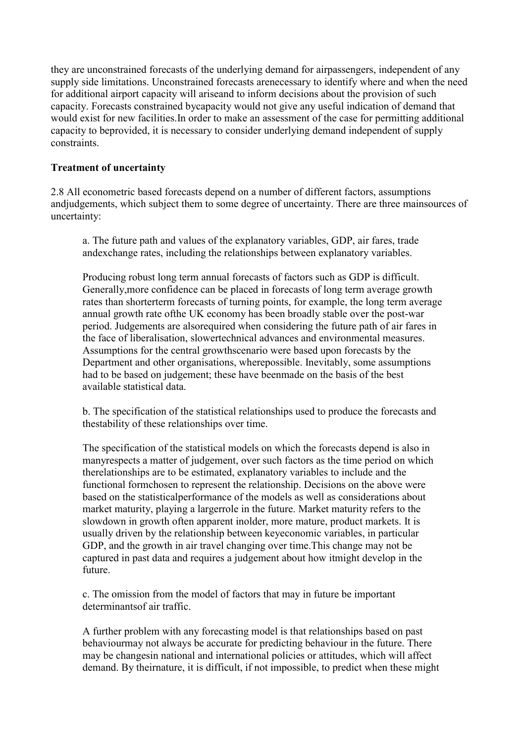they are unconstrained forecasts of the underlying demand for airpassengers, independent of any supply side limitations. Unconstrained forecasts arenecessary to identify where and when the need for additional airport capacity will ariseand to inform decisions about the provision of such capacity. Forecasts constrained bycapacity would not give any useful indication of demand that would exist for new facilities.In order to make an assessment of the case for permitting additional capacity to beprovided, it is necessary to consider underlying demand independent of supply constraints.

**Treatment of uncertainty**

2.8 All econometric based forecasts depend on a number of different factors, assumptions andjudgements, which subject them to some degree of uncertainty. There are three mainsources of uncertainty:

> a. The future path and values of the explanatory variables, GDP, air fares, trade andexchange rates, including the relationships between explanatory variables.
>
> Producing robust long term annual forecasts of factors such as GDP is difficult. Generally,more confidence can be placed in forecasts of long term average growth rates than shorterterm forecasts of turning points, for example, the long term average annual growth rate ofthe UK economy has been broadly stable over the post-war period. Judgements are alsorequired when considering the future path of air fares in the face of liberalisation, slowertechnical advances and environmental measures. Assumptions for the central growthscenario were based upon forecasts by the Department and other organisations, wherepossible. Inevitably, some assumptions had to be based on judgement; these have beenmade on the basis of the best available statistical data.
>
> b. The specification of the statistical relationships used to produce the forecasts and thestability of these relationships over time.
>
> The specification of the statistical models on which the forecasts depend is also in manyrespects a matter of judgement, over such factors as the time period on which therelationships are to be estimated, explanatory variables to include and the functional formchosen to represent the relationship. Decisions on the above were based on the statisticalperformance of the models as well as considerations about market maturity, playing a largerrole in the future. Market maturity refers to the slowdown in growth often apparent inolder, more mature, product markets. It is usually driven by the relationship between keyeconomic variables, in particular GDP, and the growth in air travel changing over time.This change may not be captured in past data and requires a judgement about how itmight develop in the future.
>
> c. The omission from the model of factors that may in future be important determinantsof air traffic.
>
> A further problem with any forecasting model is that relationships based on past behaviourmay not always be accurate for predicting behaviour in the future. There may be changesin national and international policies or attitudes, which will affect demand. By theirnature, it is difficult, if not impossible, to predict when these might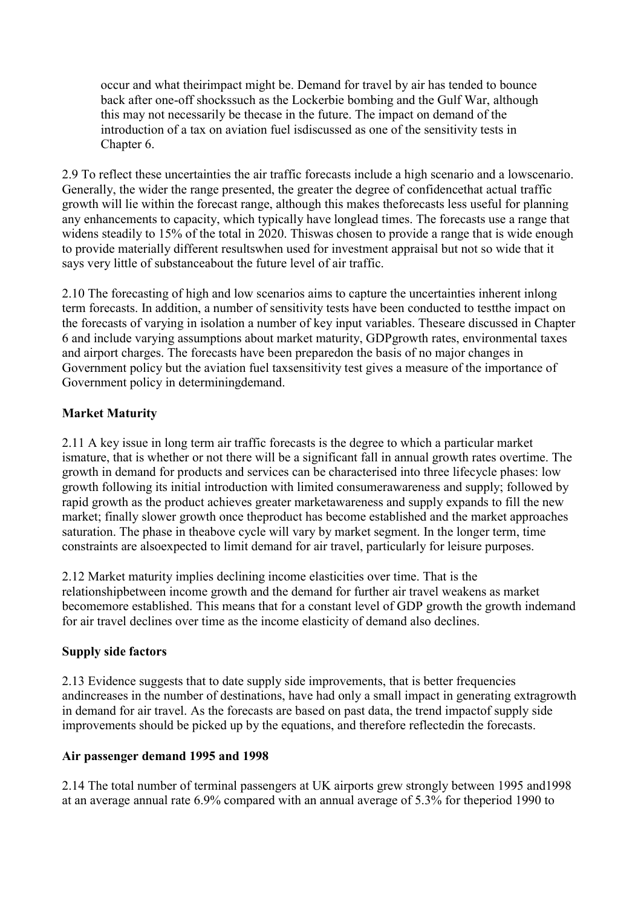occur and what theirimpact might be. Demand for travel by air has tended to bounce back after one-off shockssuch as the Lockerbie bombing and the Gulf War, although this may not necessarily be thecase in the future. The impact on demand of the introduction of a tax on aviation fuel isdiscussed as one of the sensitivity tests in Chapter 6.

2.9 To reflect these uncertainties the air traffic forecasts include a high scenario and a lowscenario. Generally, the wider the range presented, the greater the degree of confidencethat actual traffic growth will lie within the forecast range, although this makes theforecasts less useful for planning any enhancements to capacity, which typically have longlead times. The forecasts use a range that widens steadily to 15% of the total in 2020. Thiswas chosen to provide a range that is wide enough to provide materially different resultswhen used for investment appraisal but not so wide that it says very little of substanceabout the future level of air traffic.

2.10 The forecasting of high and low scenarios aims to capture the uncertainties inherent inlong term forecasts. In addition, a number of sensitivity tests have been conducted to testthe impact on the forecasts of varying in isolation a number of key input variables. Theseare discussed in Chapter 6 and include varying assumptions about market maturity, GDPgrowth rates, environmental taxes and airport charges. The forecasts have been preparedon the basis of no major changes in Government policy but the aviation fuel taxsensitivity test gives a measure of the importance of Government policy in determiningdemand.

**Market Maturity**

2.11 A key issue in long term air traffic forecasts is the degree to which a particular market ismature, that is whether or not there will be a significant fall in annual growth rates overtime. The growth in demand for products and services can be characterised into three lifecycle phases: low growth following its initial introduction with limited consumerawareness and supply; followed by rapid growth as the product achieves greater marketawareness and supply expands to fill the new market; finally slower growth once theproduct has become established and the market approaches saturation. The phase in theabove cycle will vary by market segment. In the longer term, time constraints are alsoexpected to limit demand for air travel, particularly for leisure purposes.

2.12 Market maturity implies declining income elasticities over time. That is the relationshipbetween income growth and the demand for further air travel weakens as market becomemore established. This means that for a constant level of GDP growth the growth indemand for air travel declines over time as the income elasticity of demand also declines.

**Supply side factors**

2.13 Evidence suggests that to date supply side improvements, that is better frequencies andincreases in the number of destinations, have had only a small impact in generating extragrowth in demand for air travel. As the forecasts are based on past data, the trend impactof supply side improvements should be picked up by the equations, and therefore reflectedin the forecasts.

**Air passenger demand 1995 and 1998**

2.14 The total number of terminal passengers at UK airports grew strongly between 1995 and1998 at an average annual rate 6.9% compared with an annual average of 5.3% for theperiod 1990 to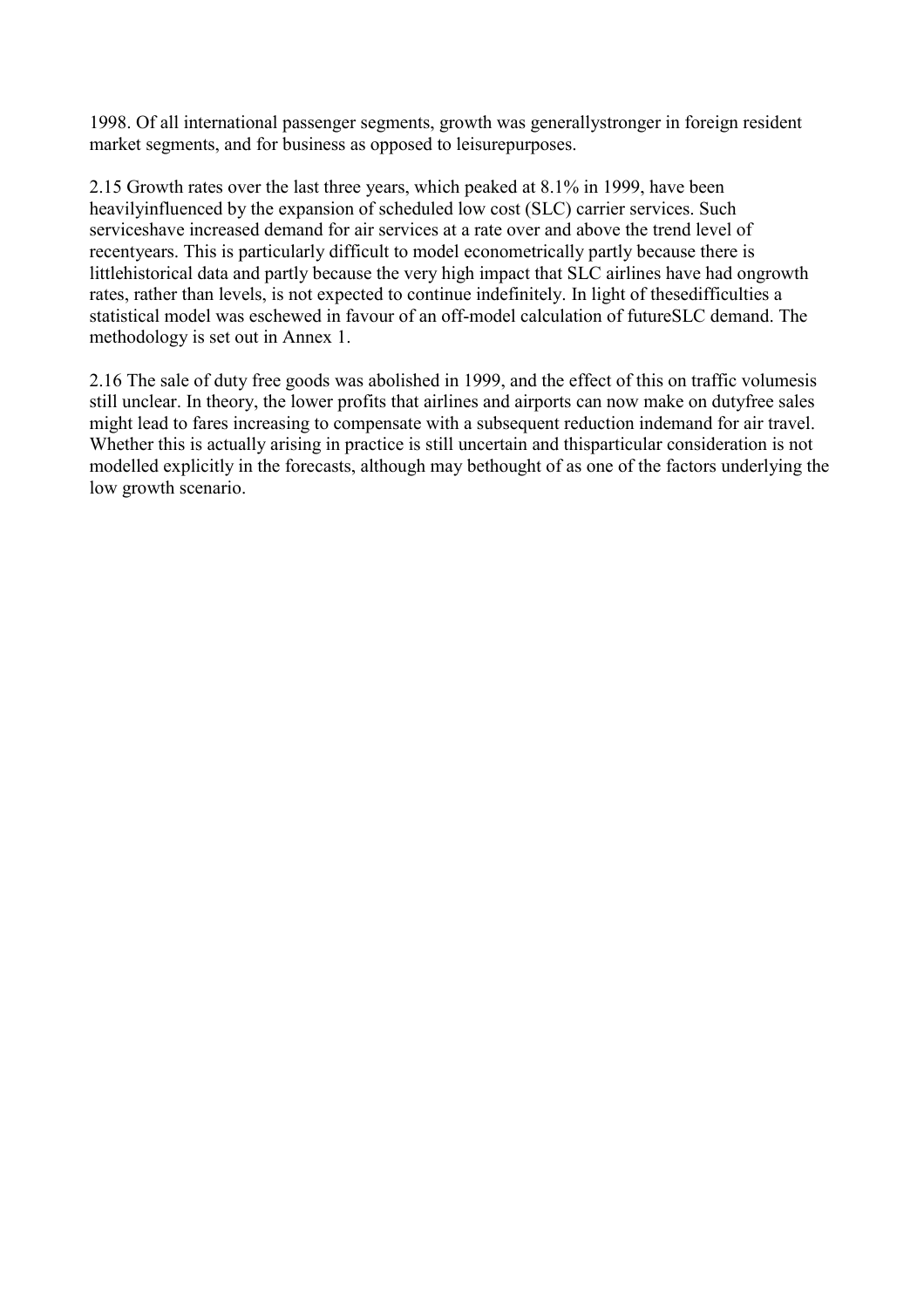1998. Of all international passenger segments, growth was generallystronger in foreign resident market segments, and for business as opposed to leisurepurposes.

2.15 Growth rates over the last three years, which peaked at 8.1% in 1999, have been heavilyinfluenced by the expansion of scheduled low cost (SLC) carrier services. Such serviceshave increased demand for air services at a rate over and above the trend level of recentyears. This is particularly difficult to model econometrically partly because there is littlehistorical data and partly because the very high impact that SLC airlines have had ongrowth rates, rather than levels, is not expected to continue indefinitely. In light of thesedifficulties a statistical model was eschewed in favour of an off-model calculation of futureSLC demand. The methodology is set out in Annex 1.

2.16 The sale of duty free goods was abolished in 1999, and the effect of this on traffic volumesis still unclear. In theory, the lower profits that airlines and airports can now make on dutyfree sales might lead to fares increasing to compensate with a subsequent reduction indemand for air travel. Whether this is actually arising in practice is still uncertain and thisparticular consideration is not modelled explicitly in the forecasts, although may bethought of as one of the factors underlying the low growth scenario.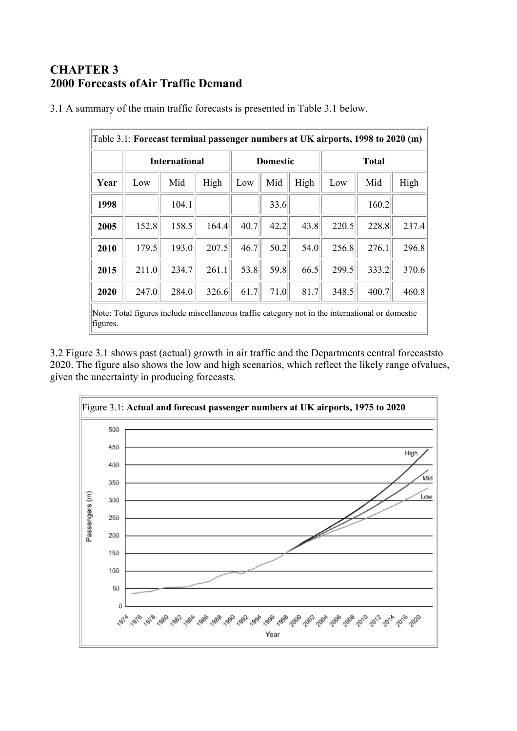# CHAPTER 3
# 2000 Forecasts ofAir Traffic Demand

3.1 A summary of the main traffic forecasts is presented in Table 3.1 below.

Table 3.1: **Forecast terminal passenger numbers at UK airports, 1998 to 2020 (m)**

| | **International** | | | **Domestic** | | | **Total** | | |
|---|---|---|---|---|---|---|---|---|---|
| **Year** | Low | Mid | High | Low | Mid | High | Low | Mid | High |
| **1998** | | 104.1 | | | 33.6 | | | 160.2 | |
| **2005** | 152.8 | 158.5 | 164.4 | 40.7 | 42.2 | 43.8 | 220.5 | 228.8 | 237.4 |
| **2010** | 179.5 | 193.0 | 207.5 | 46.7 | 50.2 | 54.0 | 256.8 | 276.1 | 296.8 |
| **2015** | 211.0 | 234.7 | 261.1 | 53.8 | 59.8 | 66.5 | 299.5 | 333.2 | 370.6 |
| **2020** | 247.0 | 284.0 | 326.6 | 61.7 | 71.0 | 81.7 | 348.5 | 400.7 | 460.8 |

Note: Total figures include miscellaneous traffic category not in the international or domestic figures.

3.2 Figure 3.1 shows past (actual) growth in air traffic and the Departments central forecaststo 2020. The figure also shows the low and high scenarios, which reflect the likely range ofvalues, given the uncertainty in producing forecasts.

Figure 3.1: **Actual and forecast passenger numbers at UK airports, 1975 to 2020**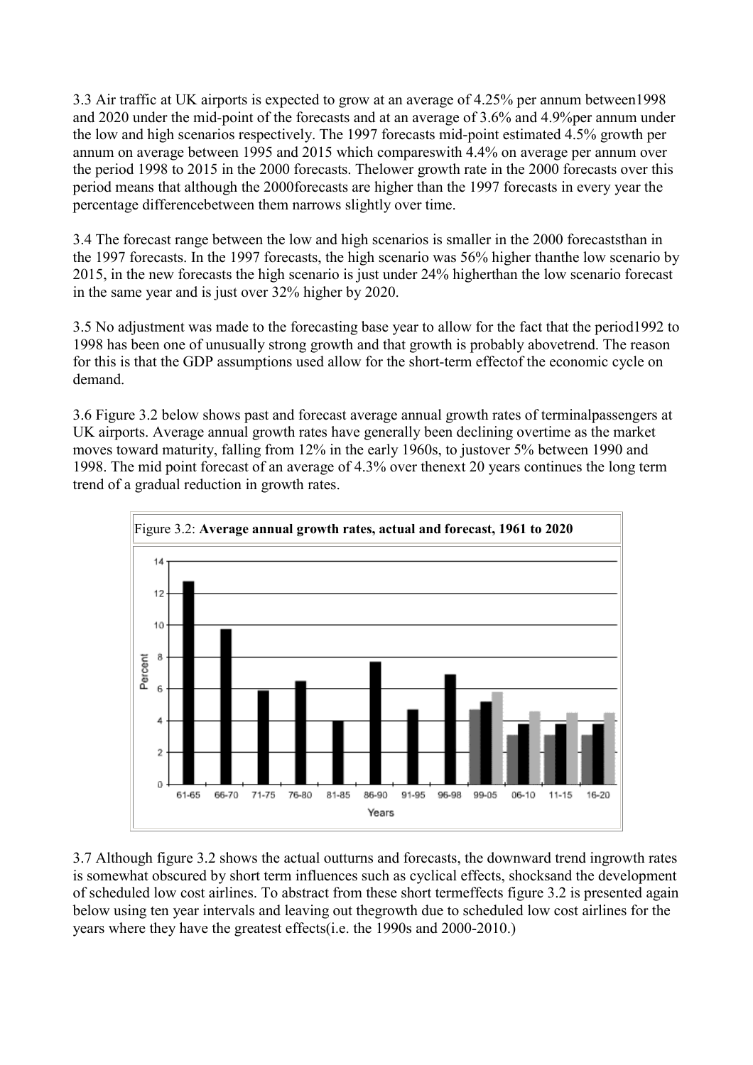3.3 Air traffic at UK airports is expected to grow at an average of 4.25% per annum between1998 and 2020 under the mid-point of the forecasts and at an average of 3.6% and 4.9%per annum under the low and high scenarios respectively. The 1997 forecasts mid-point estimated 4.5% growth per annum on average between 1995 and 2015 which compareswith 4.4% on average per annum over the period 1998 to 2015 in the 2000 forecasts. Thelower growth rate in the 2000 forecasts over this period means that although the 2000forecasts are higher than the 1997 forecasts in every year the percentage differencebetween them narrows slightly over time.

3.4 The forecast range between the low and high scenarios is smaller in the 2000 forecaststhan in the 1997 forecasts. In the 1997 forecasts, the high scenario was 56% higher thanthe low scenario by 2015, in the new forecasts the high scenario is just under 24% higherthan the low scenario forecast in the same year and is just over 32% higher by 2020.

3.5 No adjustment was made to the forecasting base year to allow for the fact that the period1992 to 1998 has been one of unusually strong growth and that growth is probably abovetrend. The reason for this is that the GDP assumptions used allow for the short-term effectof the economic cycle on demand.

3.6 Figure 3.2 below shows past and forecast average annual growth rates of terminalpassengers at UK airports. Average annual growth rates have generally been declining overtime as the market moves toward maturity, falling from 12% in the early 1960s, to justover 5% between 1990 and 1998. The mid point forecast of an average of 4.3% over thenext 20 years continues the long term trend of a gradual reduction in growth rates.

Figure 3.2: **Average annual growth rates, actual and forecast, 1961 to 2020**

3.7 Although figure 3.2 shows the actual outturns and forecasts, the downward trend ingrowth rates is somewhat obscured by short term influences such as cyclical effects, shocksand the development of scheduled low cost airlines. To abstract from these short termeffects figure 3.2 is presented again below using ten year intervals and leaving out thegrowth due to scheduled low cost airlines for the years where they have the greatest effects(i.e. the 1990s and 2000-2010.)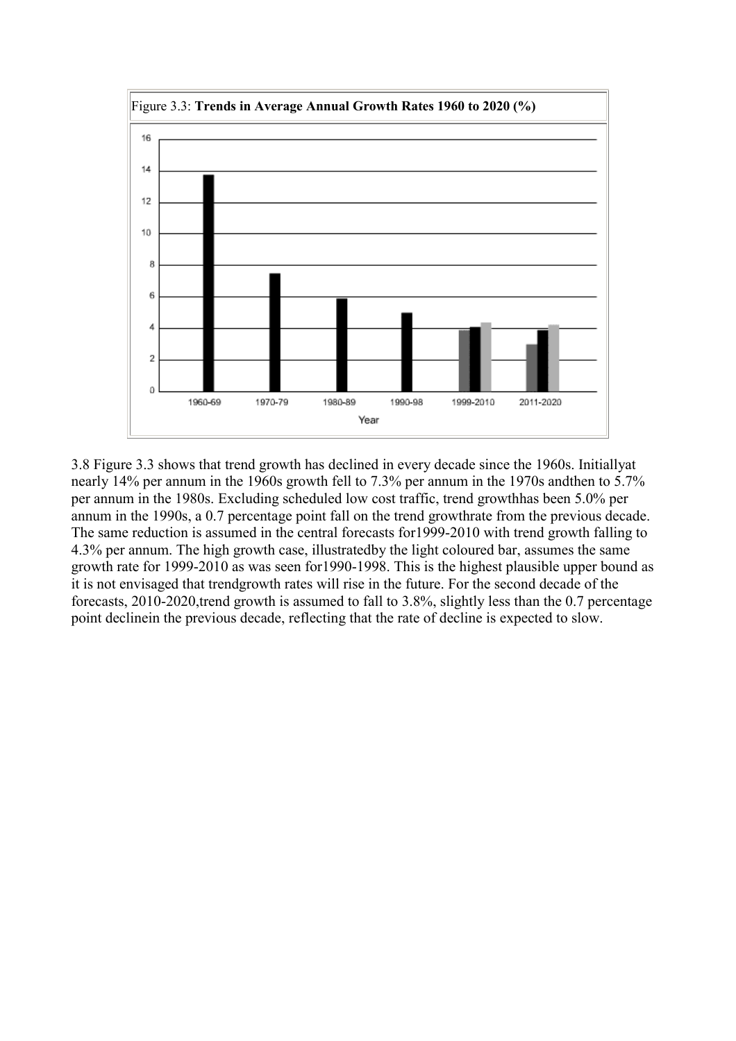Figure 3.3: **Trends in Average Annual Growth Rates 1960 to 2020 (%)**

3.8 Figure 3.3 shows that trend growth has declined in every decade since the 1960s. Initiallyat nearly 14% per annum in the 1960s growth fell to 7.3% per annum in the 1970s andthen to 5.7% per annum in the 1980s. Excluding scheduled low cost traffic, trend growthhas been 5.0% per annum in the 1990s, a 0.7 percentage point fall on the trend growthrate from the previous decade. The same reduction is assumed in the central forecasts for1999-2010 with trend growth falling to 4.3% per annum. The high growth case, illustratedby the light coloured bar, assumes the same growth rate for 1999-2010 as was seen for1990-1998. This is the highest plausible upper bound as it is not envisaged that trendgrowth rates will rise in the future. For the second decade of the forecasts, 2010-2020,trend growth is assumed to fall to 3.8%, slightly less than the 0.7 percentage point declinein the previous decade, reflecting that the rate of decline is expected to slow.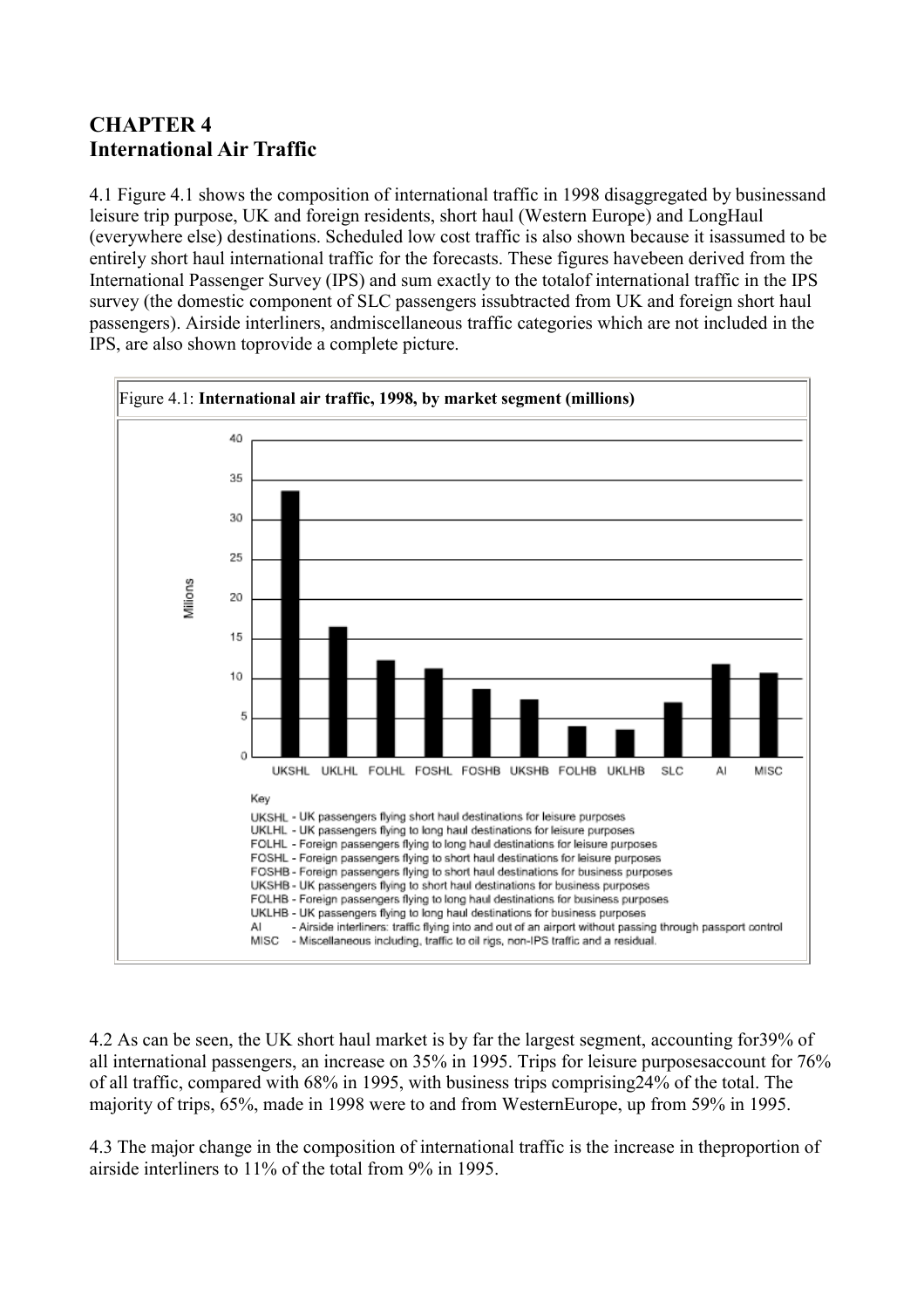# CHAPTER 4
# International Air Traffic

4.1 Figure 4.1 shows the composition of international traffic in 1998 disaggregated by businessand leisure trip purpose, UK and foreign residents, short haul (Western Europe) and LongHaul (everywhere else) destinations. Scheduled low cost traffic is also shown because it isassumed to be entirely short haul international traffic for the forecasts. These figures havebeen derived from the International Passenger Survey (IPS) and sum exactly to the totalof international traffic in the IPS survey (the domestic component of SLC passengers issubtracted from UK and foreign short haul passengers). Airside interliners, andmiscellaneous traffic categories which are not included in the IPS, are also shown toprovide a complete picture.

Figure 4.1: **International air traffic, 1998, by market segment (millions)**

Key

- UKSHL - UK passengers flying short haul destinations for leisure purposes
- UKLHL - UK passengers flying to long haul destinations for leisure purposes
- FOLHL - Foreign passengers flying to long haul destinations for leisure purposes
- FOSHL - Foreign passengers flying to short haul destinations for leisure purposes
- FOSHB - Foreign passengers flying to short haul destinations for business purposes
- UKSHB - UK passengers flying to short haul destinations for business purposes
- FOLHB - Foreign passengers flying to long haul destinations for business purposes
- UKLHB - UK passengers flying to long haul destinations for business purposes
- AI - Airside interliners: traffic flying into and out of an airport without passing through passport control
- MISC - Miscellaneous including, traffic to oil rigs, non-IPS traffic and a residual.

4.2 As can be seen, the UK short haul market is by far the largest segment, accounting for39% of all international passengers, an increase on 35% in 1995. Trips for leisure purposesaccount for 76% of all traffic, compared with 68% in 1995, with business trips comprising24% of the total. The majority of trips, 65%, made in 1998 were to and from WesternEurope, up from 59% in 1995.

4.3 The major change in the composition of international traffic is the increase in theproportion of airside interliners to 11% of the total from 9% in 1995.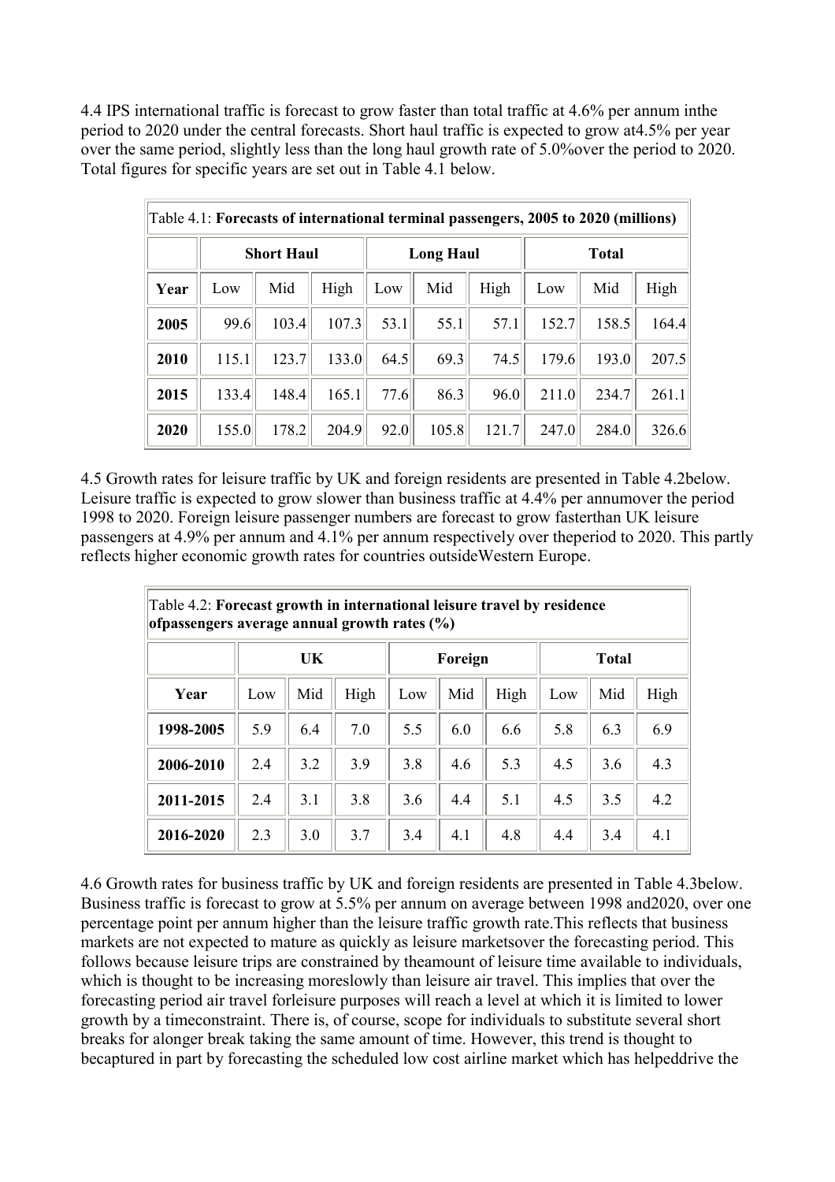4.4 IPS international traffic is forecast to grow faster than total traffic at 4.6% per annum inthe period to 2020 under the central forecasts. Short haul traffic is expected to grow at4.5% per year over the same period, slightly less than the long haul growth rate of 5.0%over the period to 2020. Total figures for specific years are set out in Table 4.1 below.

Table 4.1: **Forecasts of international terminal passengers, 2005 to 2020 (millions)**

| | **Short Haul** | | | **Long Haul** | | | **Total** | | |
|---|---|---|---|---|---|---|---|---|---|
| **Year** | Low | Mid | High | Low | Mid | High | Low | Mid | High |
| **2005** | 99.6 | 103.4 | 107.3 | 53.1 | 55.1 | 57.1 | 152.7 | 158.5 | 164.4 |
| **2010** | 115.1 | 123.7 | 133.0 | 64.5 | 69.3 | 74.5 | 179.6 | 193.0 | 207.5 |
| **2015** | 133.4 | 148.4 | 165.1 | 77.6 | 86.3 | 96.0 | 211.0 | 234.7 | 261.1 |
| **2020** | 155.0 | 178.2 | 204.9 | 92.0 | 105.8 | 121.7 | 247.0 | 284.0 | 326.6 |

4.5 Growth rates for leisure traffic by UK and foreign residents are presented in Table 4.2below. Leisure traffic is expected to grow slower than business traffic at 4.4% per annumover the period 1998 to 2020. Foreign leisure passenger numbers are forecast to grow fasterthan UK leisure passengers at 4.9% per annum and 4.1% per annum respectively over theperiod to 2020. This partly reflects higher economic growth rates for countries outsideWestern Europe.

Table 4.2: **Forecast growth in international leisure travel by residence ofpassengers average annual growth rates (%)**

| | **UK** | | | **Foreign** | | | **Total** | | |
|---|---|---|---|---|---|---|---|---|---|
| **Year** | Low | Mid | High | Low | Mid | High | Low | Mid | High |
| **1998-2005** | 5.9 | 6.4 | 7.0 | 5.5 | 6.0 | 6.6 | 5.8 | 6.3 | 6.9 |
| **2006-2010** | 2.4 | 3.2 | 3.9 | 3.8 | 4.6 | 5.3 | 4.5 | 3.6 | 4.3 |
| **2011-2015** | 2.4 | 3.1 | 3.8 | 3.6 | 4.4 | 5.1 | 4.5 | 3.5 | 4.2 |
| **2016-2020** | 2.3 | 3.0 | 3.7 | 3.4 | 4.1 | 4.8 | 4.4 | 3.4 | 4.1 |

4.6 Growth rates for business traffic by UK and foreign residents are presented in Table 4.3below. Business traffic is forecast to grow at 5.5% per annum on average between 1998 and2020, over one percentage point per annum higher than the leisure traffic growth rate.This reflects that business markets are not expected to mature as quickly as leisure marketsover the forecasting period. This follows because leisure trips are constrained by theamount of leisure time available to individuals, which is thought to be increasing moreslowly than leisure air travel. This implies that over the forecasting period air travel forleisure purposes will reach a level at which it is limited to lower growth by a timeconstraint. There is, of course, scope for individuals to substitute several short breaks for alonger break taking the same amount of time. However, this trend is thought to becaptured in part by forecasting the scheduled low cost airline market which has helpeddrive the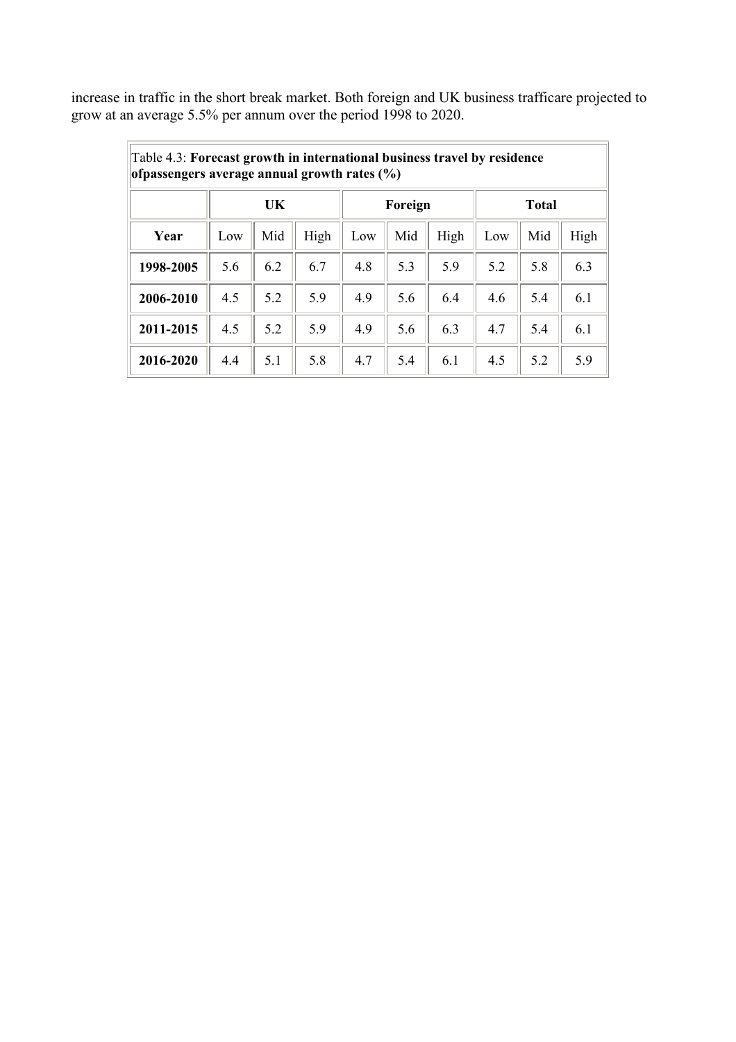increase in traffic in the short break market. Both foreign and UK business trafficare projected to grow at an average 5.5% per annum over the period 1998 to 2020.

Table 4.3: **Forecast growth in international business travel by residence ofpassengers average annual growth rates (%)**

| | UK | | | Foreign | | | Total | | |
|---|---|---|---|---|---|---|---|---|---|
| **Year** | Low | Mid | High | Low | Mid | High | Low | Mid | High |
| **1998-2005** | 5.6 | 6.2 | 6.7 | 4.8 | 5.3 | 5.9 | 5.2 | 5.8 | 6.3 |
| **2006-2010** | 4.5 | 5.2 | 5.9 | 4.9 | 5.6 | 6.4 | 4.6 | 5.4 | 6.1 |
| **2011-2015** | 4.5 | 5.2 | 5.9 | 4.9 | 5.6 | 6.3 | 4.7 | 5.4 | 6.1 |
| **2016-2020** | 4.4 | 5.1 | 5.8 | 4.7 | 5.4 | 6.1 | 4.5 | 5.2 | 5.9 |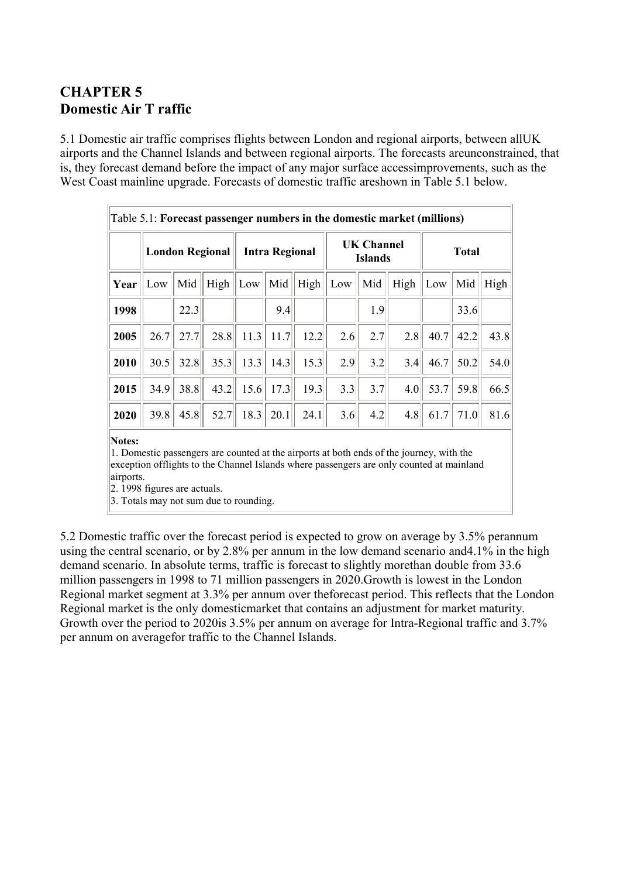# CHAPTER 5
# Domestic Air T raffic

5.1 Domestic air traffic comprises flights between London and regional airports, between allUK airports and the Channel Islands and between regional airports. The forecasts areunconstrained, that is, they forecast demand before the impact of any major surface accessimprovements, such as the West Coast mainline upgrade. Forecasts of domestic traffic areshown in Table 5.1 below.

Table 5.1: **Forecast passenger numbers in the domestic market (millions)**

| | **London Regional** | | | **Intra Regional** | | | **UK Channel Islands** | | | **Total** | | |
|---|---|---|---|---|---|---|---|---|---|---|---|---|
| **Year** | Low | Mid | High | Low | Mid | High | Low | Mid | High | Low | Mid | High |
| **1998** | | 22.3 | | | 9.4 | | | 1.9 | | | 33.6 | |
| **2005** | 26.7 | 27.7 | 28.8 | 11.3 | 11.7 | 12.2 | 2.6 | 2.7 | 2.8 | 40.7 | 42.2 | 43.8 |
| **2010** | 30.5 | 32.8 | 35.3 | 13.3 | 14.3 | 15.3 | 2.9 | 3.2 | 3.4 | 46.7 | 50.2 | 54.0 |
| **2015** | 34.9 | 38.8 | 43.2 | 15.6 | 17.3 | 19.3 | 3.3 | 3.7 | 4.0 | 53.7 | 59.8 | 66.5 |
| **2020** | 39.8 | 45.8 | 52.7 | 18.3 | 20.1 | 24.1 | 3.6 | 4.2 | 4.8 | 61.7 | 71.0 | 81.6 |

**Notes:**
1. Domestic passengers are counted at the airports at both ends of the journey, with the exception offlights to the Channel Islands where passengers are only counted at mainland airports.
2. 1998 figures are actuals.
3. Totals may not sum due to rounding.

5.2 Domestic traffic over the forecast period is expected to grow on average by 3.5% perannum using the central scenario, or by 2.8% per annum in the low demand scenario and4.1% in the high demand scenario. In absolute terms, traffic is forecast to slightly morethan double from 33.6 million passengers in 1998 to 71 million passengers in 2020.Growth is lowest in the London Regional market segment at 3.3% per annum over theforecast period. This reflects that the London Regional market is the only domesticmarket that contains an adjustment for market maturity. Growth over the period to 2020is 3.5% per annum on average for Intra-Regional traffic and 3.7% per annum on averagefor traffic to the Channel Islands.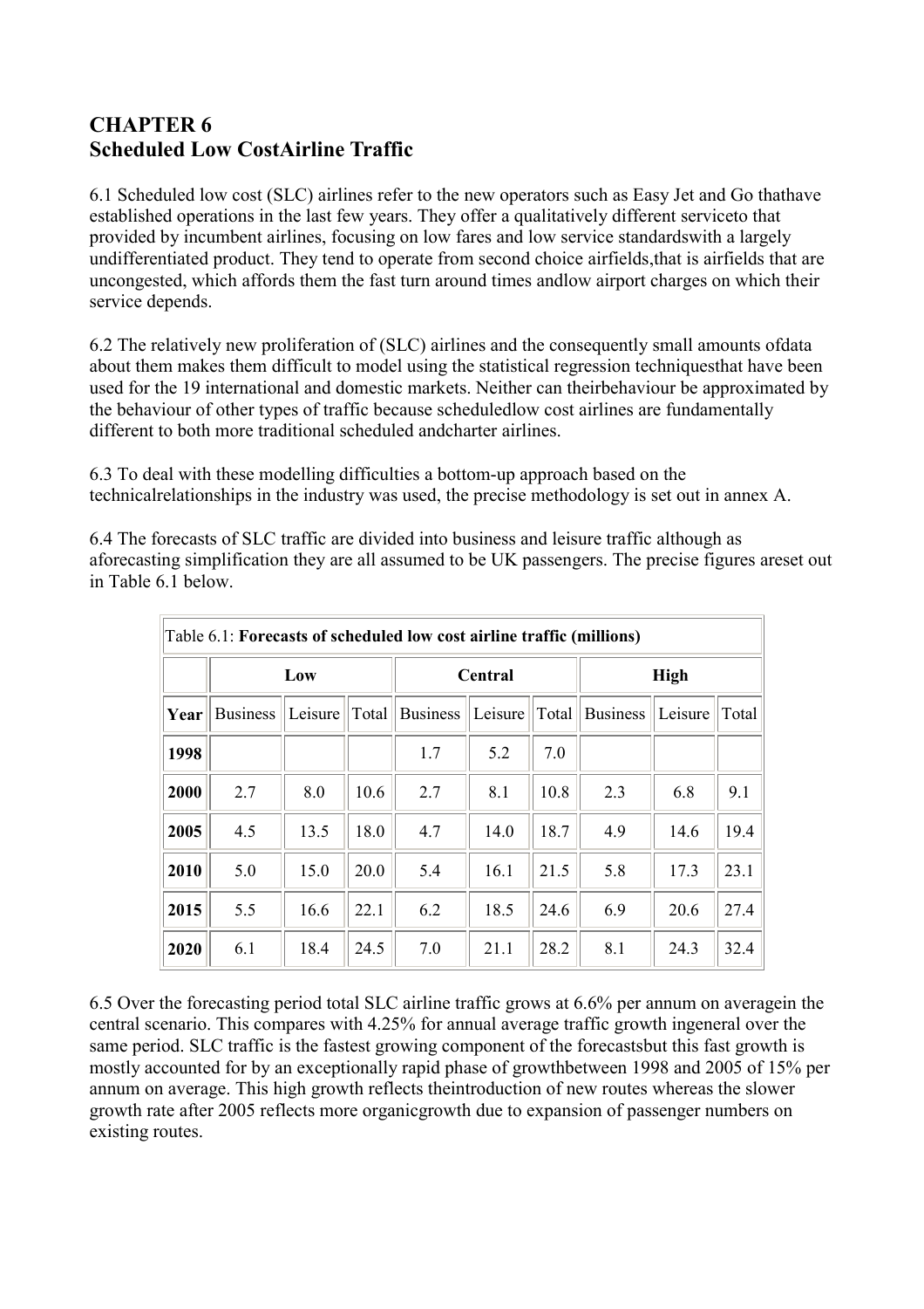# CHAPTER 6
# Scheduled Low CostAirline Traffic

6.1 Scheduled low cost (SLC) airlines refer to the new operators such as Easy Jet and Go thathave established operations in the last few years. They offer a qualitatively different serviceto that provided by incumbent airlines, focusing on low fares and low service standardswith a largely undifferentiated product. They tend to operate from second choice airfields,that is airfields that are uncongested, which affords them the fast turn around times andlow airport charges on which their service depends.

6.2 The relatively new proliferation of (SLC) airlines and the consequently small amounts ofdata about them makes them difficult to model using the statistical regression techniquesthat have been used for the 19 international and domestic markets. Neither can theirbehaviour be approximated by the behaviour of other types of traffic because scheduledlow cost airlines are fundamentally different to both more traditional scheduled andcharter airlines.

6.3 To deal with these modelling difficulties a bottom-up approach based on the technicalrelationships in the industry was used, the precise methodology is set out in annex A.

6.4 The forecasts of SLC traffic are divided into business and leisure traffic although as aforecasting simplification they are all assumed to be UK passengers. The precise figures areset out in Table 6.1 below.

Table 6.1: **Forecasts of scheduled low cost airline traffic (millions)**

| | **Low** | | | **Central** | | | **High** | | |
|---|---|---|---|---|---|---|---|---|---|
| **Year** | Business | Leisure | Total | Business | Leisure | Total | Business | Leisure | Total |
| **1998** | | | | 1.7 | 5.2 | 7.0 | | | |
| **2000** | 2.7 | 8.0 | 10.6 | 2.7 | 8.1 | 10.8 | 2.3 | 6.8 | 9.1 |
| **2005** | 4.5 | 13.5 | 18.0 | 4.7 | 14.0 | 18.7 | 4.9 | 14.6 | 19.4 |
| **2010** | 5.0 | 15.0 | 20.0 | 5.4 | 16.1 | 21.5 | 5.8 | 17.3 | 23.1 |
| **2015** | 5.5 | 16.6 | 22.1 | 6.2 | 18.5 | 24.6 | 6.9 | 20.6 | 27.4 |
| **2020** | 6.1 | 18.4 | 24.5 | 7.0 | 21.1 | 28.2 | 8.1 | 24.3 | 32.4 |

6.5 Over the forecasting period total SLC airline traffic grows at 6.6% per annum on averagein the central scenario. This compares with 4.25% for annual average traffic growth ingeneral over the same period. SLC traffic is the fastest growing component of the forecastsbut this fast growth is mostly accounted for by an exceptionally rapid phase of growthbetween 1998 and 2005 of 15% per annum on average. This high growth reflects theintroduction of new routes whereas the slower growth rate after 2005 reflects more organicgrowth due to expansion of passenger numbers on existing routes.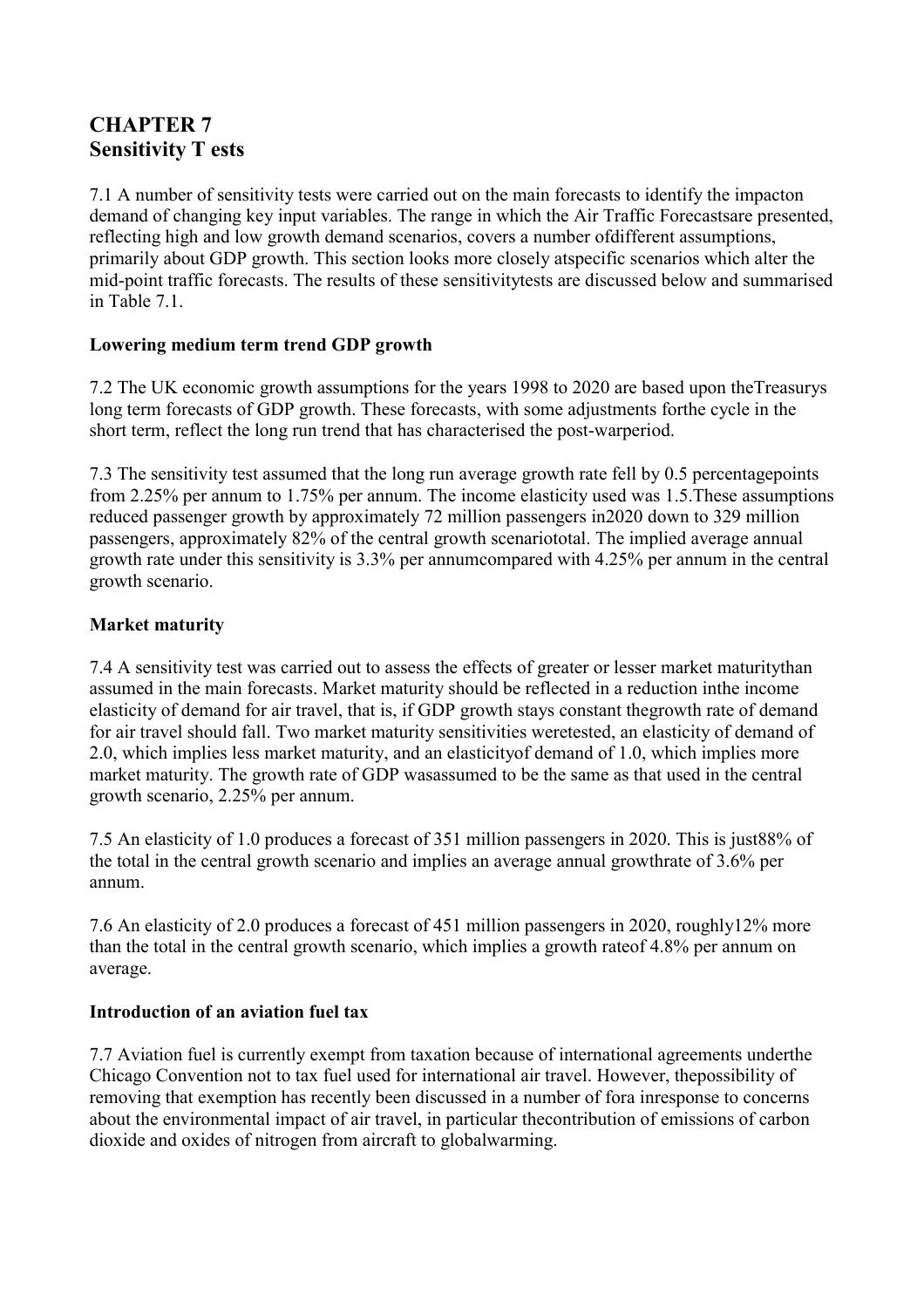# CHAPTER 7
# Sensitivity T ests

7.1 A number of sensitivity tests were carried out on the main forecasts to identify the impacton demand of changing key input variables. The range in which the Air Traffic Forecastsare presented, reflecting high and low growth demand scenarios, covers a number ofdifferent assumptions, primarily about GDP growth. This section looks more closely atspecific scenarios which alter the mid-point traffic forecasts. The results of these sensitivitytests are discussed below and summarised in Table 7.1.

### Lowering medium term trend GDP growth

7.2 The UK economic growth assumptions for the years 1998 to 2020 are based upon theTreasurys long term forecasts of GDP growth. These forecasts, with some adjustments forthe cycle in the short term, reflect the long run trend that has characterised the post-warperiod.

7.3 The sensitivity test assumed that the long run average growth rate fell by 0.5 percentagepoints from 2.25% per annum to 1.75% per annum. The income elasticity used was 1.5.These assumptions reduced passenger growth by approximately 72 million passengers in2020 down to 329 million passengers, approximately 82% of the central growth scenariototal. The implied average annual growth rate under this sensitivity is 3.3% per annumcompared with 4.25% per annum in the central growth scenario.

### Market maturity

7.4 A sensitivity test was carried out to assess the effects of greater or lesser market maturitythan assumed in the main forecasts. Market maturity should be reflected in a reduction inthe income elasticity of demand for air travel, that is, if GDP growth stays constant thegrowth rate of demand for air travel should fall. Two market maturity sensitivities weretested, an elasticity of demand of 2.0, which implies less market maturity, and an elasticityof demand of 1.0, which implies more market maturity. The growth rate of GDP wasassumed to be the same as that used in the central growth scenario, 2.25% per annum.

7.5 An elasticity of 1.0 produces a forecast of 351 million passengers in 2020. This is just88% of the total in the central growth scenario and implies an average annual growthrate of 3.6% per annum.

7.6 An elasticity of 2.0 produces a forecast of 451 million passengers in 2020, roughly12% more than the total in the central growth scenario, which implies a growth rateof 4.8% per annum on average.

### Introduction of an aviation fuel tax

7.7 Aviation fuel is currently exempt from taxation because of international agreements underthe Chicago Convention not to tax fuel used for international air travel. However, thepossibility of removing that exemption has recently been discussed in a number of fora inresponse to concerns about the environmental impact of air travel, in particular thecontribution of emissions of carbon dioxide and oxides of nitrogen from aircraft to globalwarming.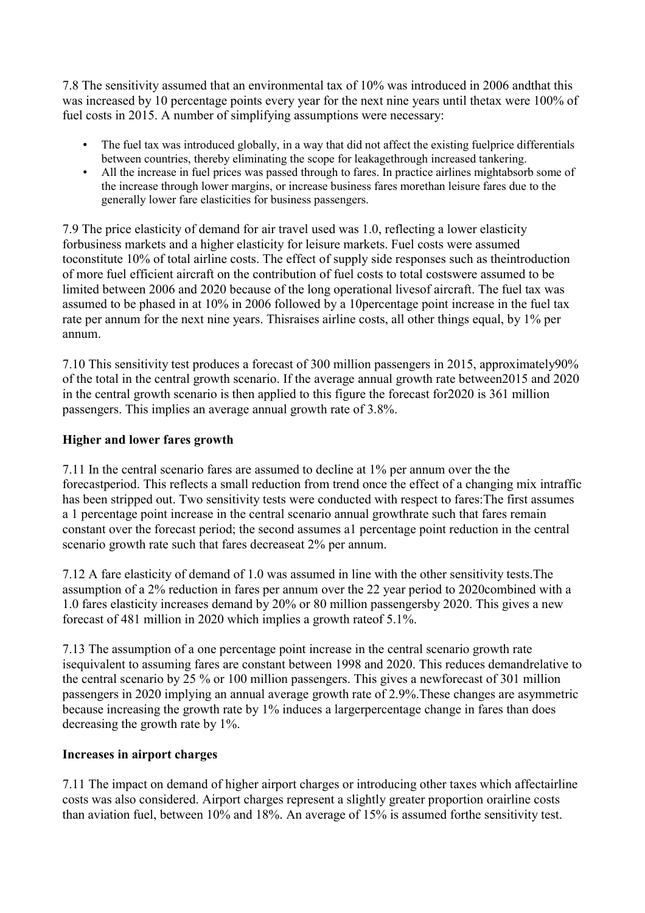7.8 The sensitivity assumed that an environmental tax of 10% was introduced in 2006 andthat this was increased by 10 percentage points every year for the next nine years until thetax were 100% of fuel costs in 2015. A number of simplifying assumptions were necessary:

- The fuel tax was introduced globally, in a way that did not affect the existing fuelprice differentials between countries, thereby eliminating the scope for leakagethrough increased tankering.
- All the increase in fuel prices was passed through to fares. In practice airlines mightabsorb some of the increase through lower margins, or increase business fares morethan leisure fares due to the generally lower fare elasticities for business passengers.

7.9 The price elasticity of demand for air travel used was 1.0, reflecting a lower elasticity forbusiness markets and a higher elasticity for leisure markets. Fuel costs were assumed toconstitute 10% of total airline costs. The effect of supply side responses such as theintroduction of more fuel efficient aircraft on the contribution of fuel costs to total costswere assumed to be limited between 2006 and 2020 because of the long operational livesof aircraft. The fuel tax was assumed to be phased in at 10% in 2006 followed by a 10percentage point increase in the fuel tax rate per annum for the next nine years. Thisraises airline costs, all other things equal, by 1% per annum.

7.10 This sensitivity test produces a forecast of 300 million passengers in 2015, approximately90% of the total in the central growth scenario. If the average annual growth rate between2015 and 2020 in the central growth scenario is then applied to this figure the forecast for2020 is 361 million passengers. This implies an average annual growth rate of 3.8%.

**Higher and lower fares growth**

7.11 In the central scenario fares are assumed to decline at 1% per annum over the the forecastperiod. This reflects a small reduction from trend once the effect of a changing mix intraffic has been stripped out. Two sensitivity tests were conducted with respect to fares:The first assumes a 1 percentage point increase in the central scenario annual growthrate such that fares remain constant over the forecast period; the second assumes a1 percentage point reduction in the central scenario growth rate such that fares decreaseat 2% per annum.

7.12 A fare elasticity of demand of 1.0 was assumed in line with the other sensitivity tests.The assumption of a 2% reduction in fares per annum over the 22 year period to 2020combined with a 1.0 fares elasticity increases demand by 20% or 80 million passengersby 2020. This gives a new forecast of 481 million in 2020 which implies a growth rateof 5.1%.

7.13 The assumption of a one percentage point increase in the central scenario growth rate isequivalent to assuming fares are constant between 1998 and 2020. This reduces demandrelative to the central scenario by 25 % or 100 million passengers. This gives a newforecast of 301 million passengers in 2020 implying an annual average growth rate of 2.9%.These changes are asymmetric because increasing the growth rate by 1% induces a largerpercentage change in fares than does decreasing the growth rate by 1%.

**Increases in airport charges**

7.11 The impact on demand of higher airport charges or introducing other taxes which affectairline costs was also considered. Airport charges represent a slightly greater proportion orairline costs than aviation fuel, between 10% and 18%. An average of 15% is assumed forthe sensitivity test.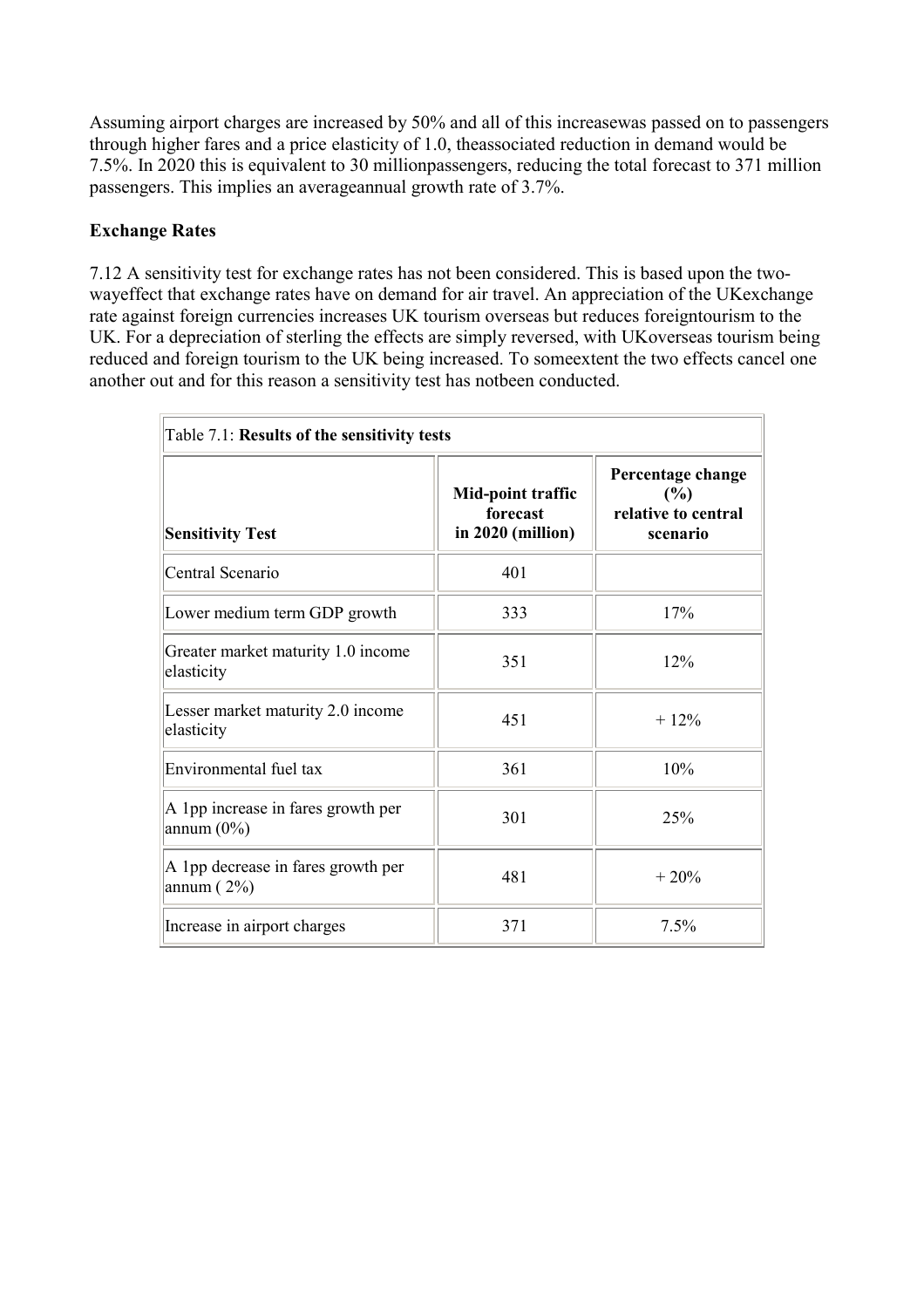Assuming airport charges are increased by 50% and all of this increasewas passed on to passengers through higher fares and a price elasticity of 1.0, theassociated reduction in demand would be 7.5%. In 2020 this is equivalent to 30 millionpassengers, reducing the total forecast to 371 million passengers. This implies an averageannual growth rate of 3.7%.

**Exchange Rates**

7.12 A sensitivity test for exchange rates has not been considered. This is based upon the two-wayeffect that exchange rates have on demand for air travel. An appreciation of the UKexchange rate against foreign currencies increases UK tourism overseas but reduces foreigntourism to the UK. For a depreciation of sterling the effects are simply reversed, with UKoverseas tourism being reduced and foreign tourism to the UK being increased. To someextent the two effects cancel one another out and for this reason a sensitivity test has notbeen conducted.

Table 7.1: **Results of the sensitivity tests**

| Sensitivity Test | Mid-point traffic forecast in 2020 (million) | Percentage change (%) relative to central scenario |
|---|---|---|
| Central Scenario | 401 | |
| Lower medium term GDP growth | 333 | 17% |
| Greater market maturity 1.0 income elasticity | 351 | 12% |
| Lesser market maturity 2.0 income elasticity | 451 | + 12% |
| Environmental fuel tax | 361 | 10% |
| A 1pp increase in fares growth per annum (0%) | 301 | 25% |
| A 1pp decrease in fares growth per annum ( 2%) | 481 | + 20% |
| Increase in airport charges | 371 | 7.5% |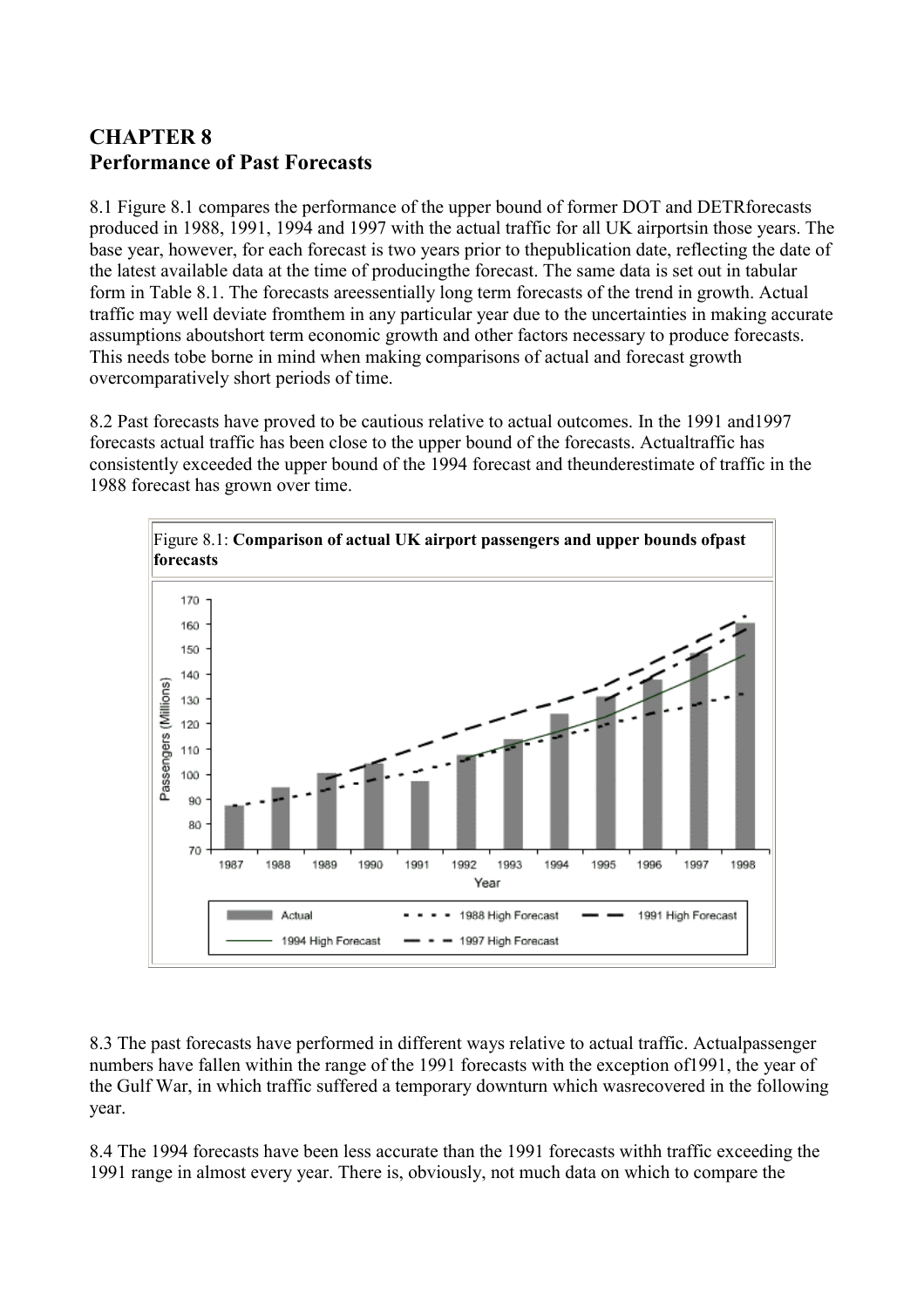# CHAPTER 8
# Performance of Past Forecasts

8.1 Figure 8.1 compares the performance of the upper bound of former DOT and DETRforecasts produced in 1988, 1991, 1994 and 1997 with the actual traffic for all UK airportsin those years. The base year, however, for each forecast is two years prior to thepublication date, reflecting the date of the latest available data at the time of producingthe forecast. The same data is set out in tabular form in Table 8.1. The forecasts areessentially long term forecasts of the trend in growth. Actual traffic may well deviate fromthem in any particular year due to the uncertainties in making accurate assumptions aboutshort term economic growth and other factors necessary to produce forecasts. This needs tobe borne in mind when making comparisons of actual and forecast growth overcomparatively short periods of time.

8.2 Past forecasts have proved to be cautious relative to actual outcomes. In the 1991 and1997 forecasts actual traffic has been close to the upper bound of the forecasts. Actualtraffic has consistently exceeded the upper bound of the 1994 forecast and theunderestimate of traffic in the 1988 forecast has grown over time.

Figure 8.1: **Comparison of actual UK airport passengers and upper bounds ofpast forecasts**

8.3 The past forecasts have performed in different ways relative to actual traffic. Actualpassenger numbers have fallen within the range of the 1991 forecasts with the exception of1991, the year of the Gulf War, in which traffic suffered a temporary downturn which wasrecovered in the following year.

8.4 The 1994 forecasts have been less accurate than the 1991 forecasts withh traffic exceeding the 1991 range in almost every year. There is, obviously, not much data on which to compare the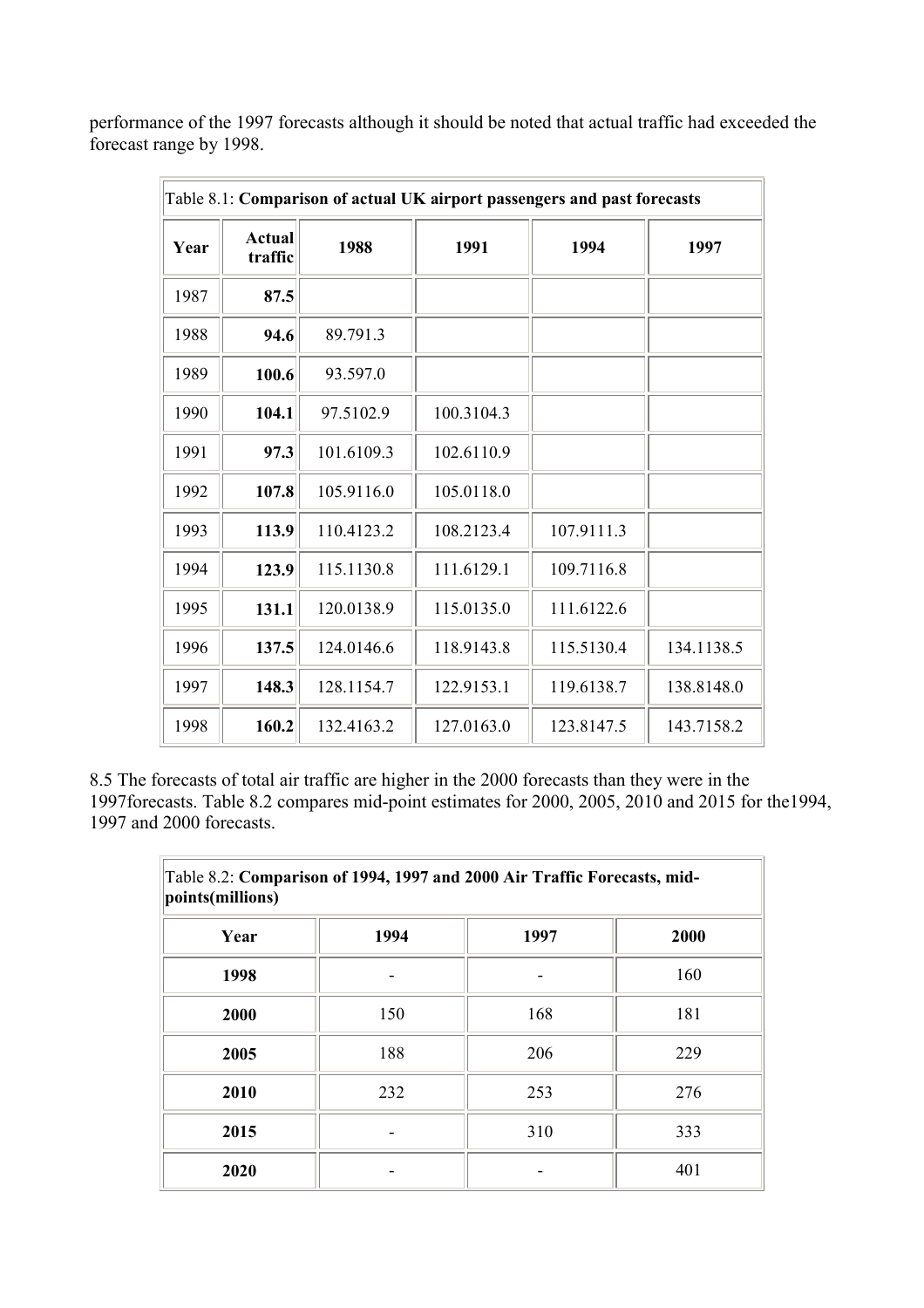performance of the 1997 forecasts although it should be noted that actual traffic had exceeded the forecast range by 1998.

Table 8.1: **Comparison of actual UK airport passengers and past forecasts**

| Year | Actual traffic | 1988 | 1991 | 1994 | 1997 |
|---|---|---|---|---|---|
| 1987 | **87.5** | | | | |
| 1988 | **94.6** | 89.791.3 | | | |
| 1989 | **100.6** | 93.597.0 | | | |
| 1990 | **104.1** | 97.5102.9 | 100.3104.3 | | |
| 1991 | **97.3** | 101.6109.3 | 102.6110.9 | | |
| 1992 | **107.8** | 105.9116.0 | 105.0118.0 | | |
| 1993 | **113.9** | 110.4123.2 | 108.2123.4 | 107.9111.3 | |
| 1994 | **123.9** | 115.1130.8 | 111.6129.1 | 109.7116.8 | |
| 1995 | **131.1** | 120.0138.9 | 115.0135.0 | 111.6122.6 | |
| 1996 | **137.5** | 124.0146.6 | 118.9143.8 | 115.5130.4 | 134.1138.5 |
| 1997 | **148.3** | 128.1154.7 | 122.9153.1 | 119.6138.7 | 138.8148.0 |
| 1998 | **160.2** | 132.4163.2 | 127.0163.0 | 123.8147.5 | 143.7158.2 |

8.5 The forecasts of total air traffic are higher in the 2000 forecasts than they were in the 1997forecasts. Table 8.2 compares mid-point estimates for 2000, 2005, 2010 and 2015 for the1994, 1997 and 2000 forecasts.

Table 8.2: **Comparison of 1994, 1997 and 2000 Air Traffic Forecasts, mid-points(millions)**

| Year | 1994 | 1997 | 2000 |
|---|---|---|---|
| **1998** | - | - | 160 |
| **2000** | 150 | 168 | 181 |
| **2005** | 188 | 206 | 229 |
| **2010** | 232 | 253 | 276 |
| **2015** | - | 310 | 333 |
| **2020** | - | - | 401 |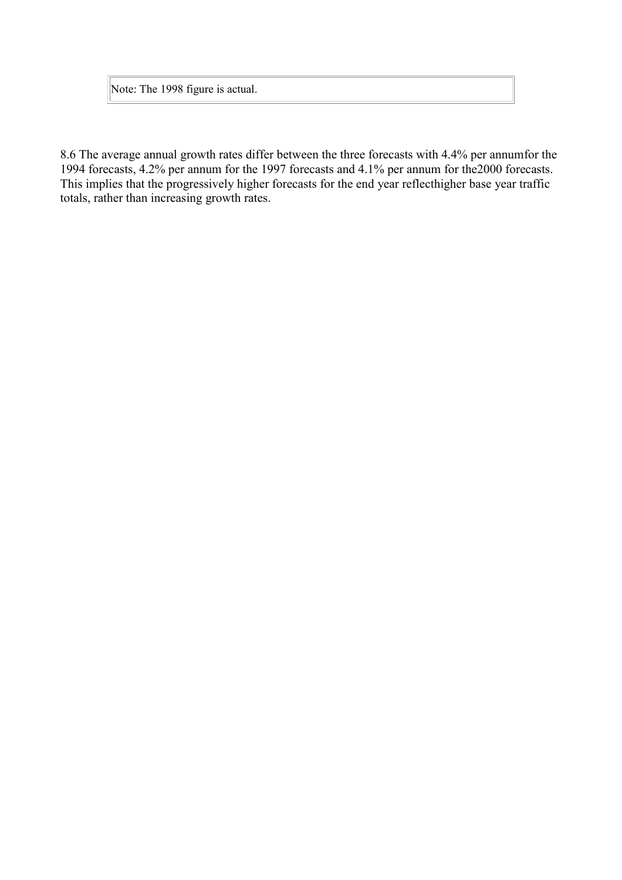| Note: The 1998 figure is actual. |
| --- |

8.6 The average annual growth rates differ between the three forecasts with 4.4% per annumfor the 1994 forecasts, 4.2% per annum for the 1997 forecasts and 4.1% per annum for the2000 forecasts. This implies that the progressively higher forecasts for the end year reflecthigher base year traffic totals, rather than increasing growth rates.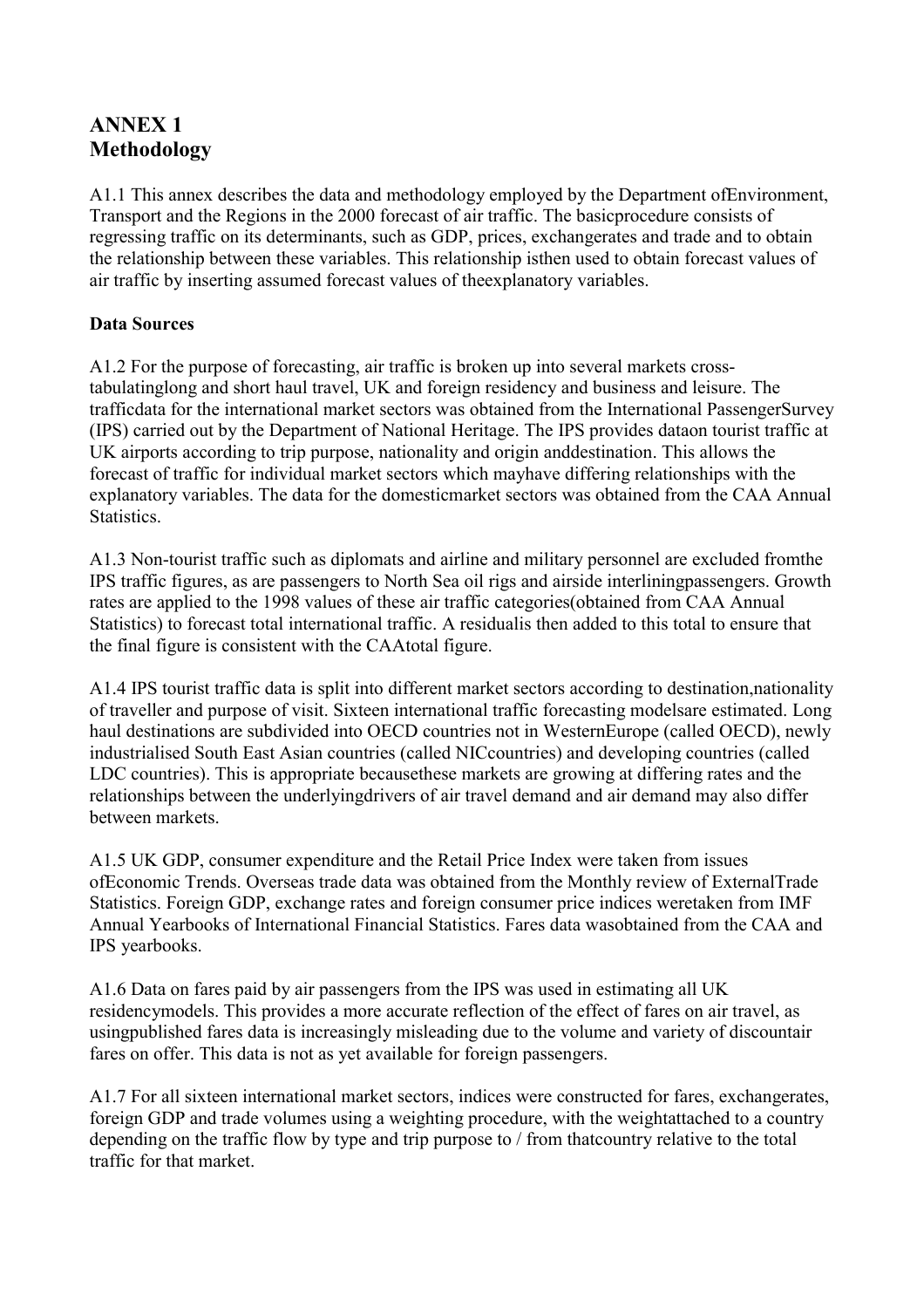# ANNEX 1
# Methodology

A1.1 This annex describes the data and methodology employed by the Department ofEnvironment, Transport and the Regions in the 2000 forecast of air traffic. The basicprocedure consists of regressing traffic on its determinants, such as GDP, prices, exchangerates and trade and to obtain the relationship between these variables. This relationship isthen used to obtain forecast values of air traffic by inserting assumed forecast values of theexplanatory variables.

**Data Sources**

A1.2 For the purpose of forecasting, air traffic is broken up into several markets cross-tabulatinglong and short haul travel, UK and foreign residency and business and leisure. The trafficdata for the international market sectors was obtained from the International PassengerSurvey (IPS) carried out by the Department of National Heritage. The IPS provides dataon tourist traffic at UK airports according to trip purpose, nationality and origin anddestination. This allows the forecast of traffic for individual market sectors which mayhave differing relationships with the explanatory variables. The data for the domesticmarket sectors was obtained from the CAA Annual Statistics.

A1.3 Non-tourist traffic such as diplomats and airline and military personnel are excluded fromthe IPS traffic figures, as are passengers to North Sea oil rigs and airside interliningpassengers. Growth rates are applied to the 1998 values of these air traffic categories(obtained from CAA Annual Statistics) to forecast total international traffic. A residualis then added to this total to ensure that the final figure is consistent with the CAAtotal figure.

A1.4 IPS tourist traffic data is split into different market sectors according to destination,nationality of traveller and purpose of visit. Sixteen international traffic forecasting modelsare estimated. Long haul destinations are subdivided into OECD countries not in WesternEurope (called OECD), newly industrialised South East Asian countries (called NICcountries) and developing countries (called LDC countries). This is appropriate becausethese markets are growing at differing rates and the relationships between the underlyingdrivers of air travel demand and air demand may also differ between markets.

A1.5 UK GDP, consumer expenditure and the Retail Price Index were taken from issues ofEconomic Trends. Overseas trade data was obtained from the Monthly review of ExternalTrade Statistics. Foreign GDP, exchange rates and foreign consumer price indices weretaken from IMF Annual Yearbooks of International Financial Statistics. Fares data wasobtained from the CAA and IPS yearbooks.

A1.6 Data on fares paid by air passengers from the IPS was used in estimating all UK residencymodels. This provides a more accurate reflection of the effect of fares on air travel, as usingpublished fares data is increasingly misleading due to the volume and variety of discountair fares on offer. This data is not as yet available for foreign passengers.

A1.7 For all sixteen international market sectors, indices were constructed for fares, exchangerates, foreign GDP and trade volumes using a weighting procedure, with the weightattached to a country depending on the traffic flow by type and trip purpose to / from thatcountry relative to the total traffic for that market.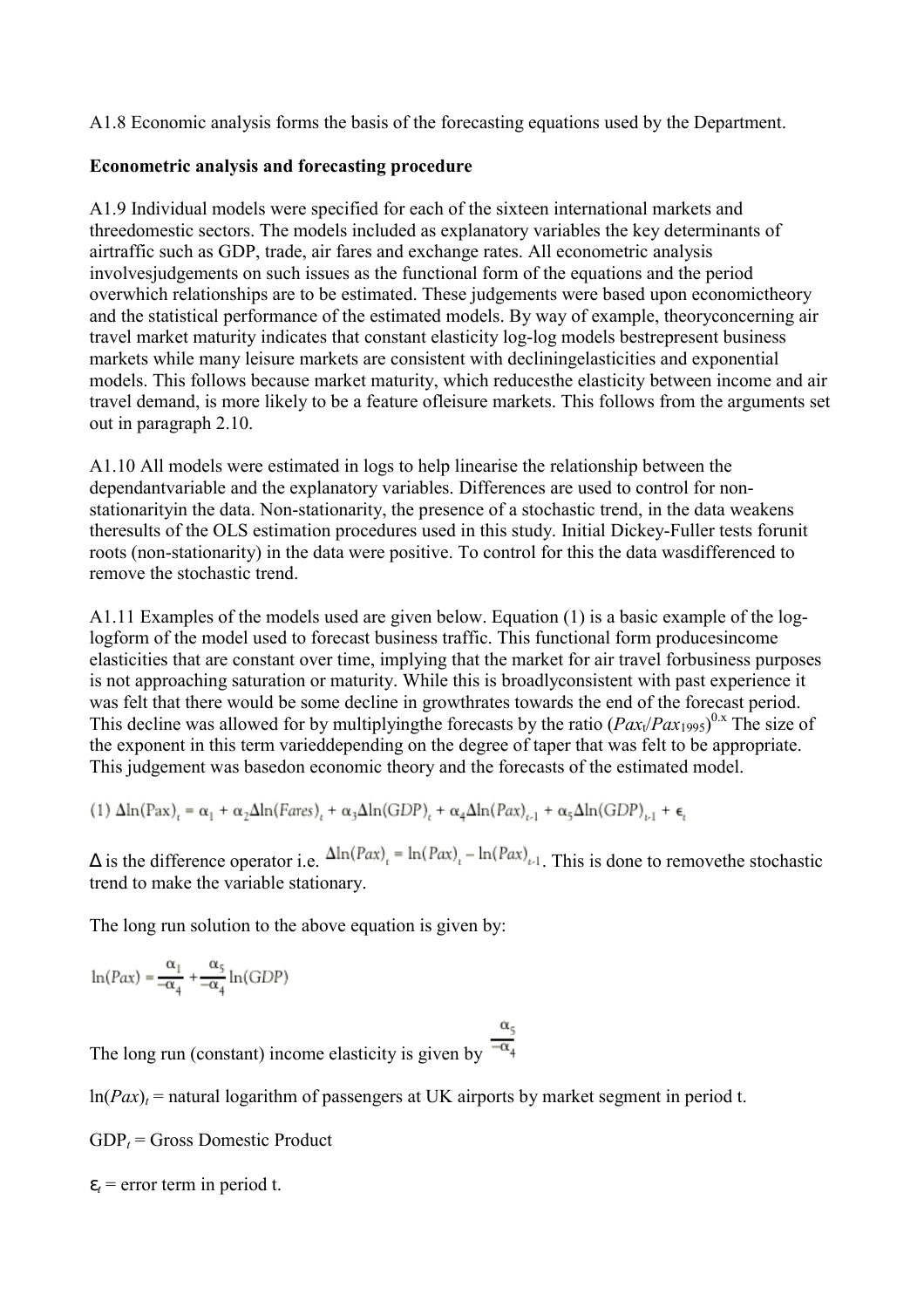A1.8 Economic analysis forms the basis of the forecasting equations used by the Department.

**Econometric analysis and forecasting procedure**

A1.9 Individual models were specified for each of the sixteen international markets and threedomestic sectors. The models included as explanatory variables the key determinants of airtraffic such as GDP, trade, air fares and exchange rates. All econometric analysis involvesjudgements on such issues as the functional form of the equations and the period overwhich relationships are to be estimated. These judgements were based upon economictheory and the statistical performance of the estimated models. By way of example, theoryconcerning air travel market maturity indicates that constant elasticity log-log models bestrepresent business markets while many leisure markets are consistent with decliningelasticities and exponential models. This follows because market maturity, which reducesthe elasticity between income and air travel demand, is more likely to be a feature ofleisure markets. This follows from the arguments set out in paragraph 2.10.

A1.10 All models were estimated in logs to help linearise the relationship between the dependantvariable and the explanatory variables. Differences are used to control for non-stationarityin the data. Non-stationarity, the presence of a stochastic trend, in the data weakens theresults of the OLS estimation procedures used in this study. Initial Dickey-Fuller tests forunit roots (non-stationarity) in the data were positive. To control for this the data wasdifferenced to remove the stochastic trend.

A1.11 Examples of the models used are given below. Equation (1) is a basic example of the log-logform of the model used to forecast business traffic. This functional form producesincome elasticities that are constant over time, implying that the market for air travel forbusiness purposes is not approaching saturation or maturity. While this is broadlyconsistent with past experience it was felt that there would be some decline in growthrates towards the end of the forecast period. This decline was allowed for by multiplyingthe forecasts by the ratio $(Pax_t/Pax_{1995})^{0.x}$ The size of the exponent in this term varieddepending on the degree of taper that was felt to be appropriate. This judgement was basedon economic theory and the forecasts of the estimated model.

$$(1)\ \Delta\ln(\mathrm{Pax})_t = \alpha_1 + \alpha_2\Delta\ln(Fares)_t + \alpha_3\Delta\ln(GDP)_t + \alpha_4\Delta\ln(Pax)_{t-1} + \alpha_5\Delta\ln(GDP)_{t-1} + \epsilon_t$$

$\Delta$ is the difference operator i.e. $\Delta\ln(Pax)_t = \ln(Pax)_t - \ln(Pax)_{t-1}$. This is done to removethe stochastic trend to make the variable stationary.

The long run solution to the above equation is given by:

$$\ln(Pax) = \frac{\alpha_1}{-\alpha_4} + \frac{\alpha_5}{-\alpha_4}\ln(\mathrm{GDP})$$

The long run (constant) income elasticity is given by $\frac{\alpha_5}{-\alpha_4}$

$\ln(Pax)_t$ = natural logarithm of passengers at UK airports by market segment in period t.

$\mathrm{GDP}_t$ = Gross Domestic Product

$\varepsilon_t$ = error term in period t.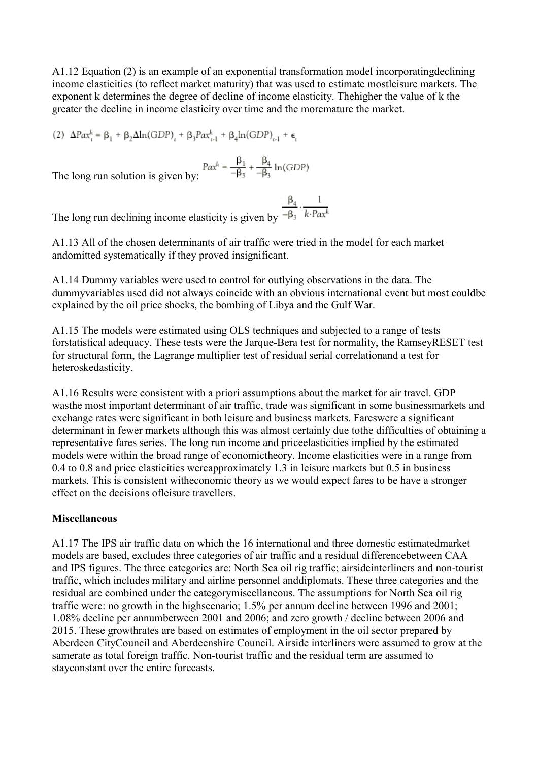A1.12 Equation (2) is an example of an exponential transformation model incorporatingdeclining income elasticities (to reflect market maturity) that was used to estimate mostleisure markets. The exponent k determines the degree of decline of income elasticity. Thehigher the value of k the greater the decline in income elasticity over time and the moremature the market.

$$(2)\ \Delta Pax_t^k = \beta_1 + \beta_2 \Delta \ln(GDP)_t + \beta_3 Pax_{t-1}^k + \beta_4 \ln(GDP)_{t-1} + \epsilon_t$$

The long run solution is given by: $Pax^k = \frac{\beta_1}{-\beta_3} + \frac{\beta_4}{-\beta_3} \ln(GDP)$

The long run declining income elasticity is given by $\frac{\beta_4}{-\beta_3} \cdot \frac{1}{k \cdot Pax^k}$

A1.13 All of the chosen determinants of air traffic were tried in the model for each market andomitted systematically if they proved insignificant.

A1.14 Dummy variables were used to control for outlying observations in the data. The dummyvariables used did not always coincide with an obvious international event but most couldbe explained by the oil price shocks, the bombing of Libya and the Gulf War.

A1.15 The models were estimated using OLS techniques and subjected to a range of tests forstatistical adequacy. These tests were the Jarque-Bera test for normality, the RamseyRESET test for structural form, the Lagrange multiplier test of residual serial correlationand a test for heteroskedasticity.

A1.16 Results were consistent with a priori assumptions about the market for air travel. GDP wasthe most important determinant of air traffic, trade was significant in some businessmarkets and exchange rates were significant in both leisure and business markets. Fareswere a significant determinant in fewer markets although this was almost certainly due tothe difficulties of obtaining a representative fares series. The long run income and priceelasticities implied by the estimated models were within the broad range of economictheory. Income elasticities were in a range from 0.4 to 0.8 and price elasticities wereapproximately 1.3 in leisure markets but 0.5 in business markets. This is consistent witheconomic theory as we would expect fares to be have a stronger effect on the decisions ofleisure travellers.

**Miscellaneous**

A1.17 The IPS air traffic data on which the 16 international and three domestic estimatedmarket models are based, excludes three categories of air traffic and a residual differencebetween CAA and IPS figures. The three categories are: North Sea oil rig traffic; airsideinterliners and non-tourist traffic, which includes military and airline personnel anddiplomats. These three categories and the residual are combined under the categorymiscellaneous. The assumptions for North Sea oil rig traffic were: no growth in the highscenario; 1.5% per annum decline between 1996 and 2001; 1.08% decline per annumbetween 2001 and 2006; and zero growth / decline between 2006 and 2015. These growthrates are based on estimates of employment in the oil sector prepared by Aberdeen CityCouncil and Aberdeenshire Council. Airside interliners were assumed to grow at the samerate as total foreign traffic. Non-tourist traffic and the residual term are assumed to stayconstant over the entire forecasts.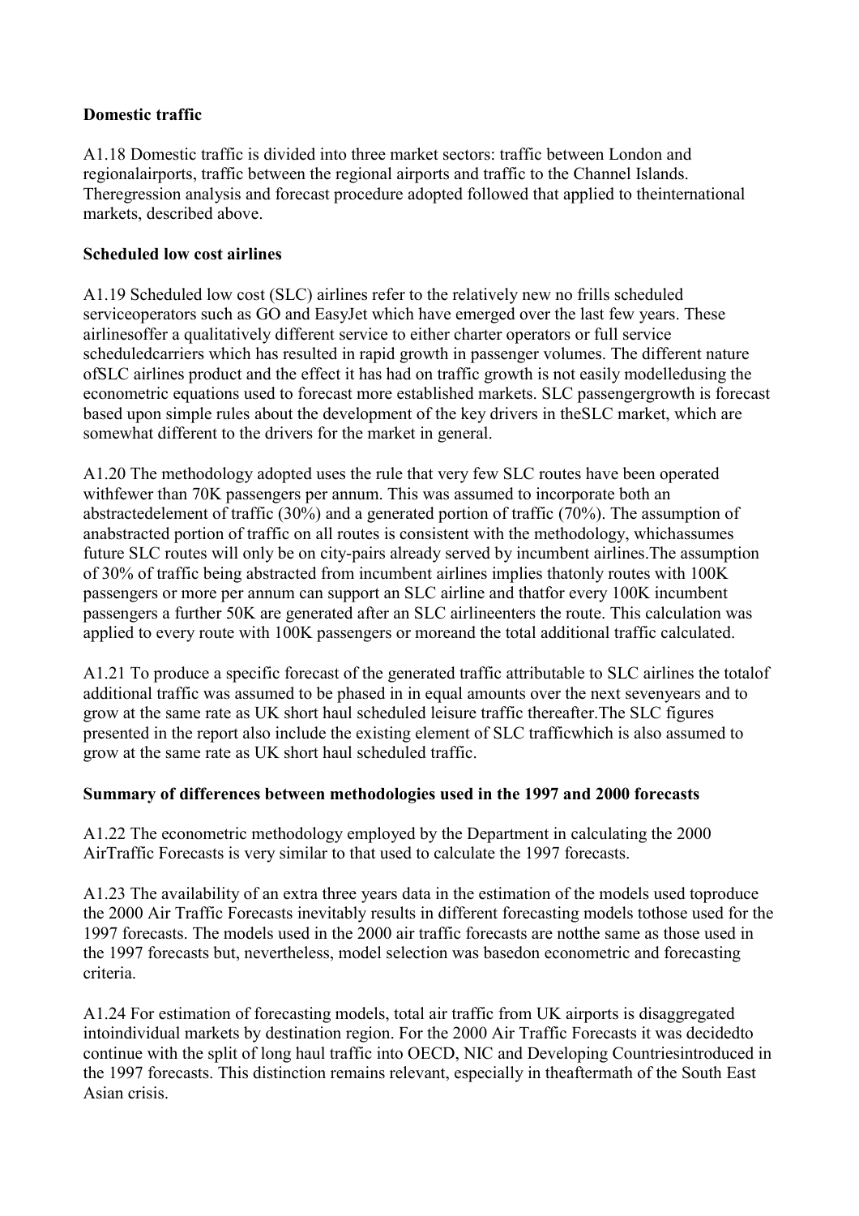**Domestic traffic**

A1.18 Domestic traffic is divided into three market sectors: traffic between London and regionalairports, traffic between the regional airports and traffic to the Channel Islands. Theregression analysis and forecast procedure adopted followed that applied to theinternational markets, described above.

**Scheduled low cost airlines**

A1.19 Scheduled low cost (SLC) airlines refer to the relatively new no frills scheduled serviceoperators such as GO and EasyJet which have emerged over the last few years. These airlinesoffer a qualitatively different service to either charter operators or full service scheduledcarriers which has resulted in rapid growth in passenger volumes. The different nature ofSLC airlines product and the effect it has had on traffic growth is not easily modelledusing the econometric equations used to forecast more established markets. SLC passengergrowth is forecast based upon simple rules about the development of the key drivers in theSLC market, which are somewhat different to the drivers for the market in general.

A1.20 The methodology adopted uses the rule that very few SLC routes have been operated withfewer than 70K passengers per annum. This was assumed to incorporate both an abstractedelement of traffic (30%) and a generated portion of traffic (70%). The assumption of anabstracted portion of traffic on all routes is consistent with the methodology, whichassumes future SLC routes will only be on city-pairs already served by incumbent airlines.The assumption of 30% of traffic being abstracted from incumbent airlines implies thatonly routes with 100K passengers or more per annum can support an SLC airline and thatfor every 100K incumbent passengers a further 50K are generated after an SLC airlineenters the route. This calculation was applied to every route with 100K passengers or moreand the total additional traffic calculated.

A1.21 To produce a specific forecast of the generated traffic attributable to SLC airlines the totalof additional traffic was assumed to be phased in in equal amounts over the next sevenyears and to grow at the same rate as UK short haul scheduled leisure traffic thereafter.The SLC figures presented in the report also include the existing element of SLC trafficwhich is also assumed to grow at the same rate as UK short haul scheduled traffic.

**Summary of differences between methodologies used in the 1997 and 2000 forecasts**

A1.22 The econometric methodology employed by the Department in calculating the 2000 AirTraffic Forecasts is very similar to that used to calculate the 1997 forecasts.

A1.23 The availability of an extra three years data in the estimation of the models used toproduce the 2000 Air Traffic Forecasts inevitably results in different forecasting models tothose used for the 1997 forecasts. The models used in the 2000 air traffic forecasts are notthe same as those used in the 1997 forecasts but, nevertheless, model selection was basedon econometric and forecasting criteria.

A1.24 For estimation of forecasting models, total air traffic from UK airports is disaggregated intoindividual markets by destination region. For the 2000 Air Traffic Forecasts it was decidedto continue with the split of long haul traffic into OECD, NIC and Developing Countriesintroduced in the 1997 forecasts. This distinction remains relevant, especially in theaftermath of the South East Asian crisis.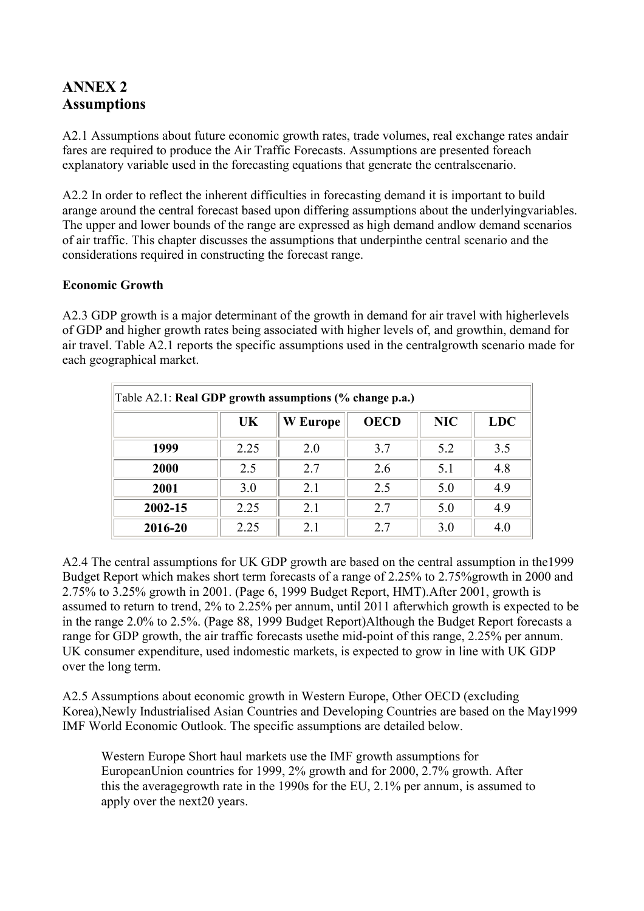## ANNEX 2
## Assumptions

A2.1 Assumptions about future economic growth rates, trade volumes, real exchange rates andair fares are required to produce the Air Traffic Forecasts. Assumptions are presented foreach explanatory variable used in the forecasting equations that generate the centralscenario.

A2.2 In order to reflect the inherent difficulties in forecasting demand it is important to build arange around the central forecast based upon differing assumptions about the underlyingvariables. The upper and lower bounds of the range are expressed as high demand andlow demand scenarios of air traffic. This chapter discusses the assumptions that underpinthe central scenario and the considerations required in constructing the forecast range.

**Economic Growth**

A2.3 GDP growth is a major determinant of the growth in demand for air travel with higherlevels of GDP and higher growth rates being associated with higher levels of, and growthin, demand for air travel. Table A2.1 reports the specific assumptions used in the centralgrowth scenario made for each geographical market.

Table A2.1: **Real GDP growth assumptions (% change p.a.)**

| | UK | W Europe | OECD | NIC | LDC |
|---|---|---|---|---|---|
| **1999** | 2.25 | 2.0 | 3.7 | 5.2 | 3.5 |
| **2000** | 2.5 | 2.7 | 2.6 | 5.1 | 4.8 |
| **2001** | 3.0 | 2.1 | 2.5 | 5.0 | 4.9 |
| **2002-15** | 2.25 | 2.1 | 2.7 | 5.0 | 4.9 |
| **2016-20** | 2.25 | 2.1 | 2.7 | 3.0 | 4.0 |

A2.4 The central assumptions for UK GDP growth are based on the central assumption in the1999 Budget Report which makes short term forecasts of a range of 2.25% to 2.75%growth in 2000 and 2.75% to 3.25% growth in 2001. (Page 6, 1999 Budget Report, HMT).After 2001, growth is assumed to return to trend, 2% to 2.25% per annum, until 2011 afterwhich growth is expected to be in the range 2.0% to 2.5%. (Page 88, 1999 Budget Report)Although the Budget Report forecasts a range for GDP growth, the air traffic forecasts usethe mid-point of this range, 2.25% per annum. UK consumer expenditure, used indomestic markets, is expected to grow in line with UK GDP over the long term.

A2.5 Assumptions about economic growth in Western Europe, Other OECD (excluding Korea),Newly Industrialised Asian Countries and Developing Countries are based on the May1999 IMF World Economic Outlook. The specific assumptions are detailed below.

> Western Europe Short haul markets use the IMF growth assumptions for EuropeanUnion countries for 1999, 2% growth and for 2000, 2.7% growth. After this the averagegrowth rate in the 1990s for the EU, 2.1% per annum, is assumed to apply over the next20 years.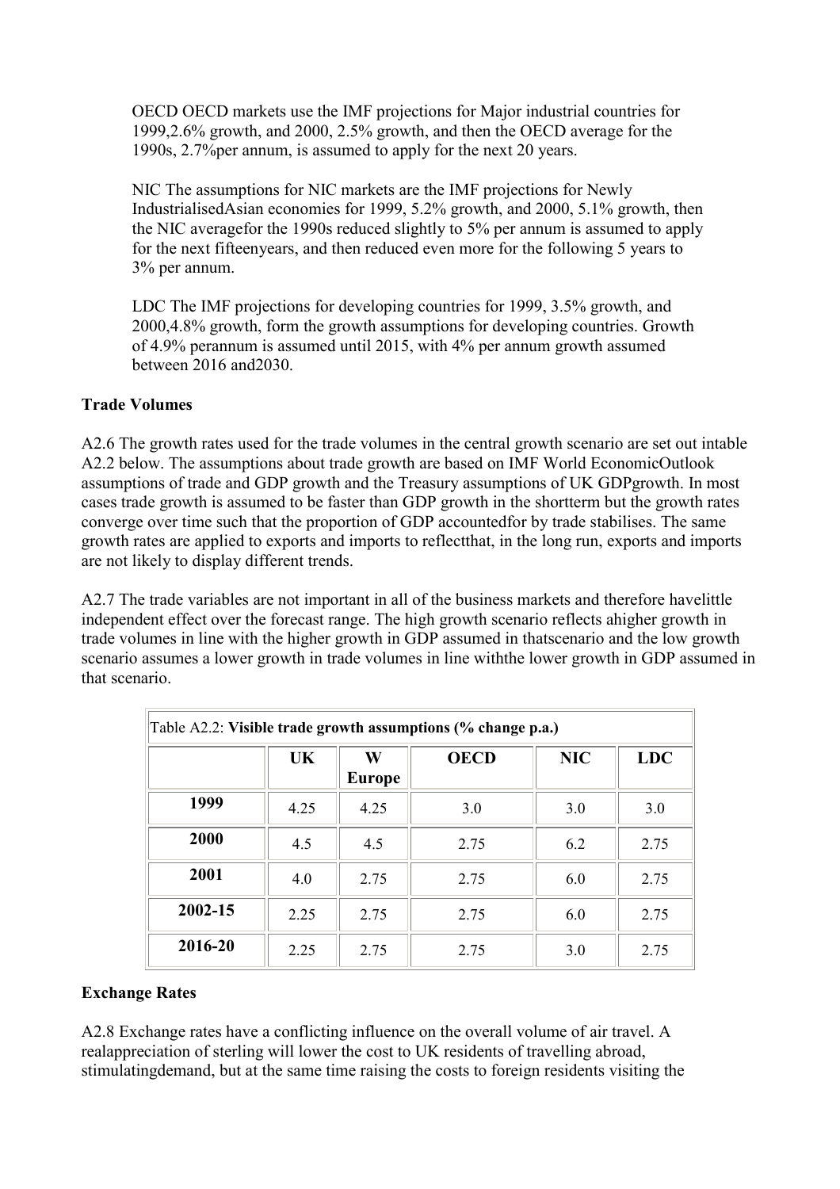OECD OECD markets use the IMF projections for Major industrial countries for 1999,2.6% growth, and 2000, 2.5% growth, and then the OECD average for the 1990s, 2.7%per annum, is assumed to apply for the next 20 years.

NIC The assumptions for NIC markets are the IMF projections for Newly IndustrialisedAsian economies for 1999, 5.2% growth, and 2000, 5.1% growth, then the NIC averagefor the 1990s reduced slightly to 5% per annum is assumed to apply for the next fifteenyears, and then reduced even more for the following 5 years to 3% per annum.

LDC The IMF projections for developing countries for 1999, 3.5% growth, and 2000,4.8% growth, form the growth assumptions for developing countries. Growth of 4.9% perannum is assumed until 2015, with 4% per annum growth assumed between 2016 and2030.

**Trade Volumes**

A2.6 The growth rates used for the trade volumes in the central growth scenario are set out intable A2.2 below. The assumptions about trade growth are based on IMF World EconomicOutlook assumptions of trade and GDP growth and the Treasury assumptions of UK GDPgrowth. In most cases trade growth is assumed to be faster than GDP growth in the shortterm but the growth rates converge over time such that the proportion of GDP accountedfor by trade stabilises. The same growth rates are applied to exports and imports to reflectthat, in the long run, exports and imports are not likely to display different trends.

A2.7 The trade variables are not important in all of the business markets and therefore havelittle independent effect over the forecast range. The high growth scenario reflects ahigher growth in trade volumes in line with the higher growth in GDP assumed in thatscenario and the low growth scenario assumes a lower growth in trade volumes in line withthe lower growth in GDP assumed in that scenario.

Table A2.2: **Visible trade growth assumptions (% change p.a.)**

| | UK | W Europe | OECD | NIC | LDC |
|---|---|---|---|---|---|
| **1999** | 4.25 | 4.25 | 3.0 | 3.0 | 3.0 |
| **2000** | 4.5 | 4.5 | 2.75 | 6.2 | 2.75 |
| **2001** | 4.0 | 2.75 | 2.75 | 6.0 | 2.75 |
| **2002-15** | 2.25 | 2.75 | 2.75 | 6.0 | 2.75 |
| **2016-20** | 2.25 | 2.75 | 2.75 | 3.0 | 2.75 |

**Exchange Rates**

A2.8 Exchange rates have a conflicting influence on the overall volume of air travel. A realappreciation of sterling will lower the cost to UK residents of travelling abroad, stimulatingdemand, but at the same time raising the costs to foreign residents visiting the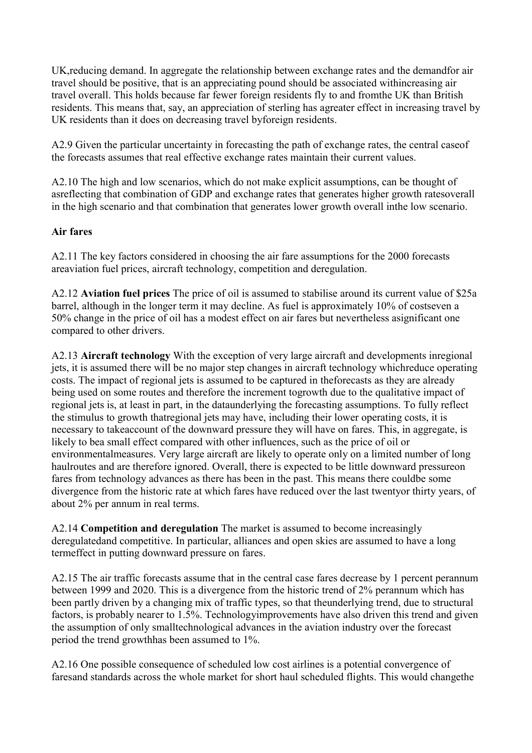UK,reducing demand. In aggregate the relationship between exchange rates and the demandfor air travel should be positive, that is an appreciating pound should be associated withincreasing air travel overall. This holds because far fewer foreign residents fly to and fromthe UK than British residents. This means that, say, an appreciation of sterling has agreater effect in increasing travel by UK residents than it does on decreasing travel byforeign residents.

A2.9 Given the particular uncertainty in forecasting the path of exchange rates, the central caseof the forecasts assumes that real effective exchange rates maintain their current values.

A2.10 The high and low scenarios, which do not make explicit assumptions, can be thought of asreflecting that combination of GDP and exchange rates that generates higher growth ratesoverall in the high scenario and that combination that generates lower growth overall inthe low scenario.

**Air fares**

A2.11 The key factors considered in choosing the air fare assumptions for the 2000 forecasts areaviation fuel prices, aircraft technology, competition and deregulation.

A2.12 **Aviation fuel prices** The price of oil is assumed to stabilise around its current value of $25a barrel, although in the longer term it may decline. As fuel is approximately 10% of costseven a 50% change in the price of oil has a modest effect on air fares but nevertheless asignificant one compared to other drivers.

A2.13 **Aircraft technology** With the exception of very large aircraft and developments inregional jets, it is assumed there will be no major step changes in aircraft technology whichreduce operating costs. The impact of regional jets is assumed to be captured in theforecasts as they are already being used on some routes and therefore the increment togrowth due to the qualitative impact of regional jets is, at least in part, in the dataunderlying the forecasting assumptions. To fully reflect the stimulus to growth thatregional jets may have, including their lower operating costs, it is necessary to takeaccount of the downward pressure they will have on fares. This, in aggregate, is likely to bea small effect compared with other influences, such as the price of oil or environmentalmeasures. Very large aircraft are likely to operate only on a limited number of long haulroutes and are therefore ignored. Overall, there is expected to be little downward pressureon fares from technology advances as there has been in the past. This means there couldbe some divergence from the historic rate at which fares have reduced over the last twentyor thirty years, of about 2% per annum in real terms.

A2.14 **Competition and deregulation** The market is assumed to become increasingly deregulatedand competitive. In particular, alliances and open skies are assumed to have a long termeffect in putting downward pressure on fares.

A2.15 The air traffic forecasts assume that in the central case fares decrease by 1 percent perannum between 1999 and 2020. This is a divergence from the historic trend of 2% perannum which has been partly driven by a changing mix of traffic types, so that theunderlying trend, due to structural factors, is probably nearer to 1.5%. Technologyimprovements have also driven this trend and given the assumption of only smalltechnological advances in the aviation industry over the forecast period the trend growthhas been assumed to 1%.

A2.16 One possible consequence of scheduled low cost airlines is a potential convergence of faresand standards across the whole market for short haul scheduled flights. This would changethe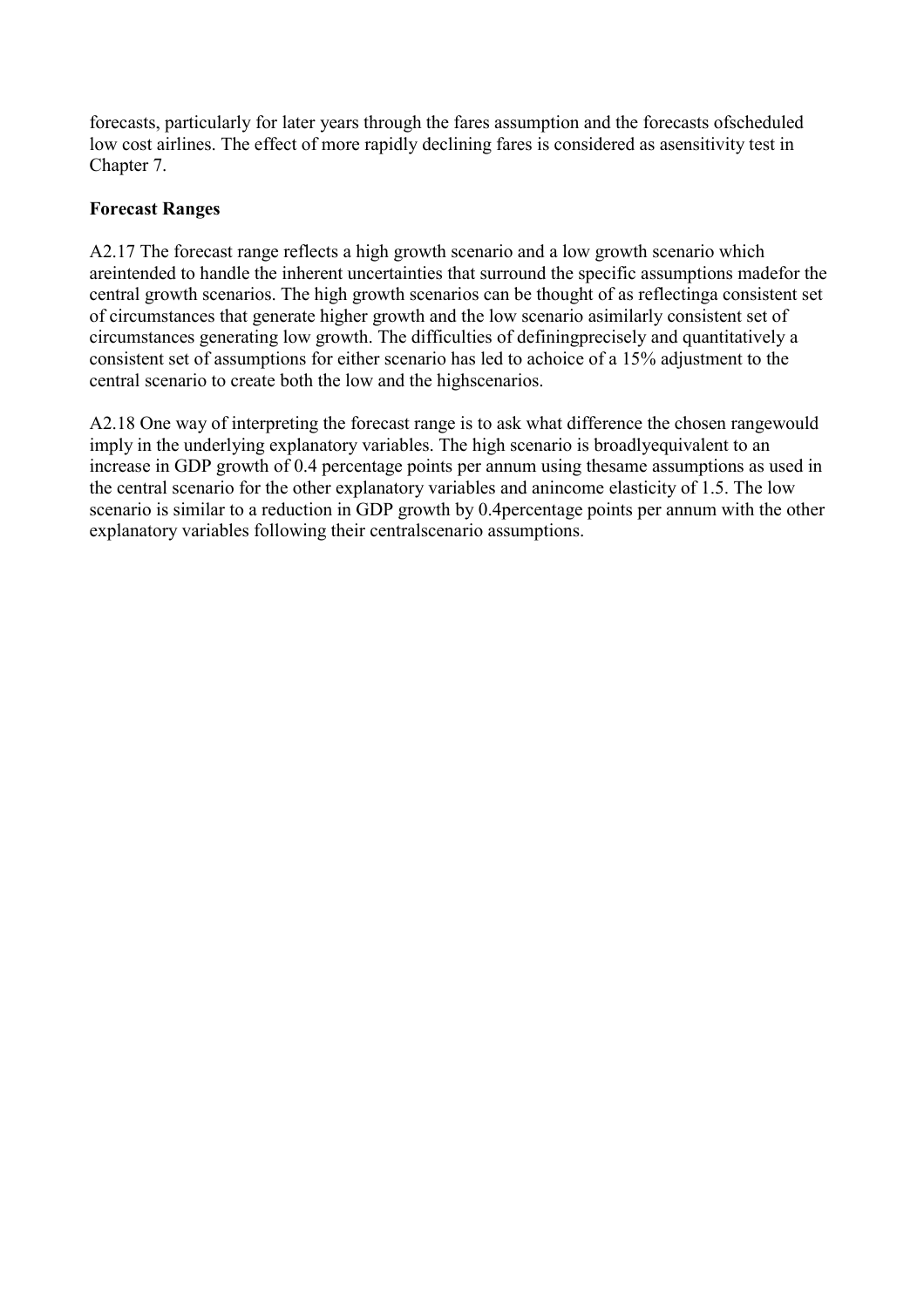forecasts, particularly for later years through the fares assumption and the forecasts ofscheduled low cost airlines. The effect of more rapidly declining fares is considered as asensitivity test in Chapter 7.

**Forecast Ranges**

A2.17 The forecast range reflects a high growth scenario and a low growth scenario which areintended to handle the inherent uncertainties that surround the specific assumptions madefor the central growth scenarios. The high growth scenarios can be thought of as reflectinga consistent set of circumstances that generate higher growth and the low scenario asimilarly consistent set of circumstances generating low growth. The difficulties of definingprecisely and quantitatively a consistent set of assumptions for either scenario has led to achoice of a 15% adjustment to the central scenario to create both the low and the highscenarios.

A2.18 One way of interpreting the forecast range is to ask what difference the chosen rangewould imply in the underlying explanatory variables. The high scenario is broadlyequivalent to an increase in GDP growth of 0.4 percentage points per annum using thesame assumptions as used in the central scenario for the other explanatory variables and anincome elasticity of 1.5. The low scenario is similar to a reduction in GDP growth by 0.4percentage points per annum with the other explanatory variables following their centralscenario assumptions.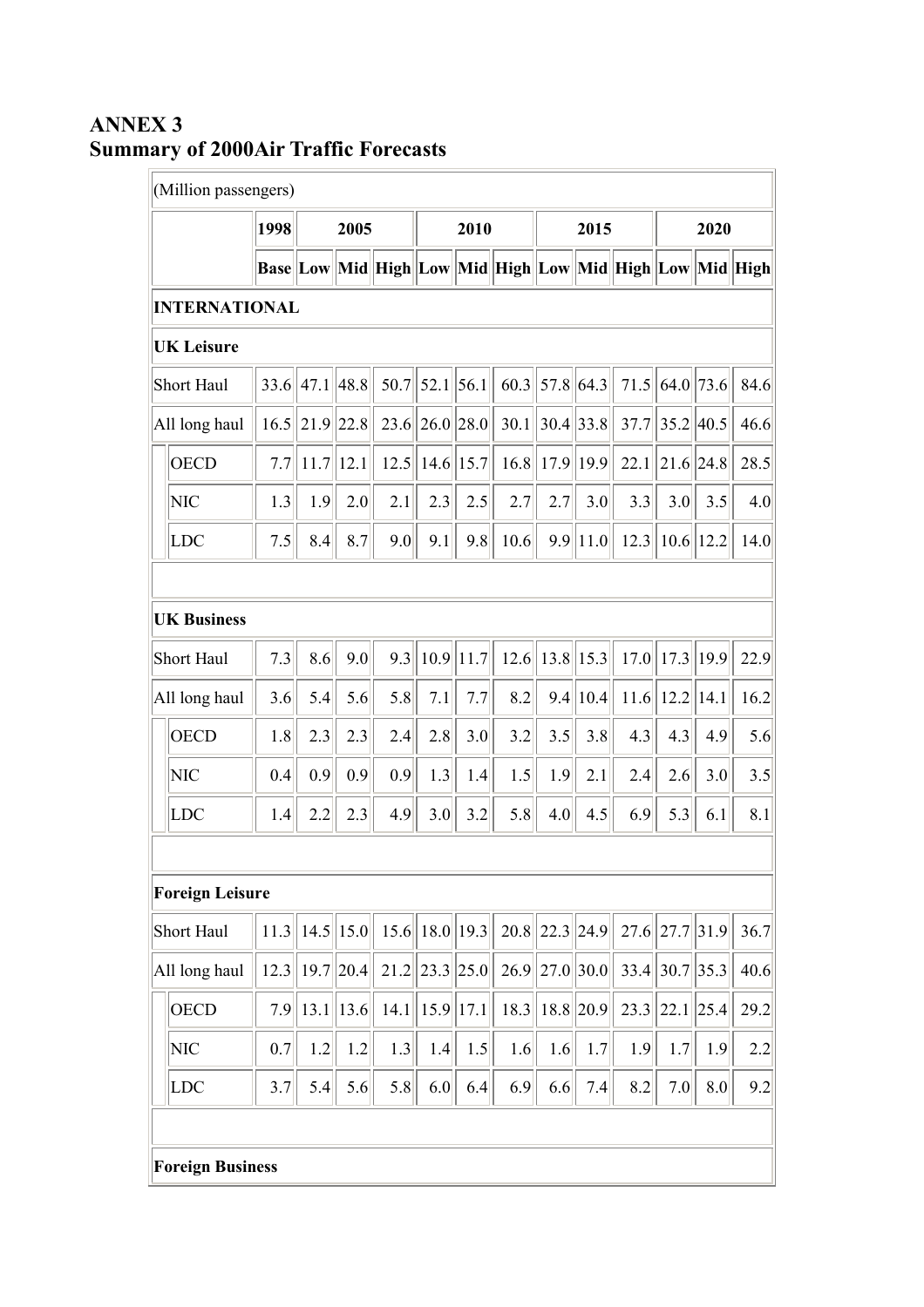# ANNEX 3
# Summary of 2000Air Traffic Forecasts

| (Million passengers) | | | | | | | | | | | | | |
|---|---|---|---|---|---|---|---|---|---|---|---|---|---|
| | 1998 | 2005 | | | 2010 | | | 2015 | | | 2020 | | |
| | Base | Low | Mid | High | Low | Mid | High | Low | Mid | High | Low | Mid | High |
| **INTERNATIONAL** | | | | | | | | | | | | | |
| **UK Leisure** | | | | | | | | | | | | | |
| Short Haul | 33.6 | 47.1 | 48.8 | 50.7 | 52.1 | 56.1 | 60.3 | 57.8 | 64.3 | 71.5 | 64.0 | 73.6 | 84.6 |
| All long haul | 16.5 | 21.9 | 22.8 | 23.6 | 26.0 | 28.0 | 30.1 | 30.4 | 33.8 | 37.7 | 35.2 | 40.5 | 46.6 |
| OECD | 7.7 | 11.7 | 12.1 | 12.5 | 14.6 | 15.7 | 16.8 | 17.9 | 19.9 | 22.1 | 21.6 | 24.8 | 28.5 |
| NIC | 1.3 | 1.9 | 2.0 | 2.1 | 2.3 | 2.5 | 2.7 | 2.7 | 3.0 | 3.3 | 3.0 | 3.5 | 4.0 |
| LDC | 7.5 | 8.4 | 8.7 | 9.0 | 9.1 | 9.8 | 10.6 | 9.9 | 11.0 | 12.3 | 10.6 | 12.2 | 14.0 |
| | | | | | | | | | | | | | |
| **UK Business** | | | | | | | | | | | | | |
| Short Haul | 7.3 | 8.6 | 9.0 | 9.3 | 10.9 | 11.7 | 12.6 | 13.8 | 15.3 | 17.0 | 17.3 | 19.9 | 22.9 |
| All long haul | 3.6 | 5.4 | 5.6 | 5.8 | 7.1 | 7.7 | 8.2 | 9.4 | 10.4 | 11.6 | 12.2 | 14.1 | 16.2 |
| OECD | 1.8 | 2.3 | 2.3 | 2.4 | 2.8 | 3.0 | 3.2 | 3.5 | 3.8 | 4.3 | 4.3 | 4.9 | 5.6 |
| NIC | 0.4 | 0.9 | 0.9 | 0.9 | 1.3 | 1.4 | 1.5 | 1.9 | 2.1 | 2.4 | 2.6 | 3.0 | 3.5 |
| LDC | 1.4 | 2.2 | 2.3 | 4.9 | 3.0 | 3.2 | 5.8 | 4.0 | 4.5 | 6.9 | 5.3 | 6.1 | 8.1 |
| | | | | | | | | | | | | | |
| **Foreign Leisure** | | | | | | | | | | | | | |
| Short Haul | 11.3 | 14.5 | 15.0 | 15.6 | 18.0 | 19.3 | 20.8 | 22.3 | 24.9 | 27.6 | 27.7 | 31.9 | 36.7 |
| All long haul | 12.3 | 19.7 | 20.4 | 21.2 | 23.3 | 25.0 | 26.9 | 27.0 | 30.0 | 33.4 | 30.7 | 35.3 | 40.6 |
| OECD | 7.9 | 13.1 | 13.6 | 14.1 | 15.9 | 17.1 | 18.3 | 18.8 | 20.9 | 23.3 | 22.1 | 25.4 | 29.2 |
| NIC | 0.7 | 1.2 | 1.2 | 1.3 | 1.4 | 1.5 | 1.6 | 1.6 | 1.7 | 1.9 | 1.7 | 1.9 | 2.2 |
| LDC | 3.7 | 5.4 | 5.6 | 5.8 | 6.0 | 6.4 | 6.9 | 6.6 | 7.4 | 8.2 | 7.0 | 8.0 | 9.2 |
| | | | | | | | | | | | | | |
| **Foreign Business** | | | | | | | | | | | | | |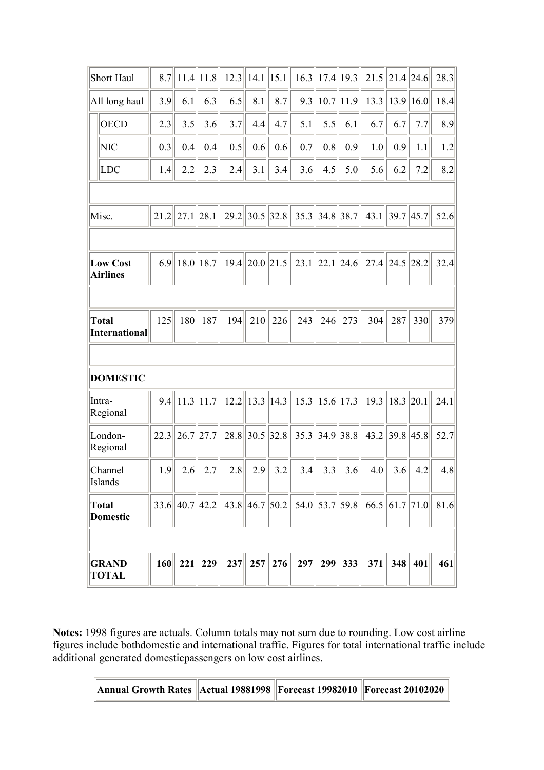| | | | | | | | | | | | | | |
|---|---|---|---|---|---|---|---|---|---|---|---|---|---|
| Short Haul | 8.7 | 11.4 | 11.8 | 12.3 | 14.1 | 15.1 | 16.3 | 17.4 | 19.3 | 21.5 | 21.4 | 24.6 | 28.3 |
| All long haul | 3.9 | 6.1 | 6.3 | 6.5 | 8.1 | 8.7 | 9.3 | 10.7 | 11.9 | 13.3 | 13.9 | 16.0 | 18.4 |
| OECD | 2.3 | 3.5 | 3.6 | 3.7 | 4.4 | 4.7 | 5.1 | 5.5 | 6.1 | 6.7 | 6.7 | 7.7 | 8.9 |
| NIC | 0.3 | 0.4 | 0.4 | 0.5 | 0.6 | 0.6 | 0.7 | 0.8 | 0.9 | 1.0 | 0.9 | 1.1 | 1.2 |
| LDC | 1.4 | 2.2 | 2.3 | 2.4 | 3.1 | 3.4 | 3.6 | 4.5 | 5.0 | 5.6 | 6.2 | 7.2 | 8.2 |
| | | | | | | | | | | | | | |
| Misc. | 21.2 | 27.1 | 28.1 | 29.2 | 30.5 | 32.8 | 35.3 | 34.8 | 38.7 | 43.1 | 39.7 | 45.7 | 52.6 |
| | | | | | | | | | | | | | |
| **Low Cost Airlines** | 6.9 | 18.0 | 18.7 | 19.4 | 20.0 | 21.5 | 23.1 | 22.1 | 24.6 | 27.4 | 24.5 | 28.2 | 32.4 |
| | | | | | | | | | | | | | |
| **Total International** | 125 | 180 | 187 | 194 | 210 | 226 | 243 | 246 | 273 | 304 | 287 | 330 | 379 |
| | | | | | | | | | | | | | |
| **DOMESTIC** | | | | | | | | | | | | | |
| Intra-Regional | 9.4 | 11.3 | 11.7 | 12.2 | 13.3 | 14.3 | 15.3 | 15.6 | 17.3 | 19.3 | 18.3 | 20.1 | 24.1 |
| London-Regional | 22.3 | 26.7 | 27.7 | 28.8 | 30.5 | 32.8 | 35.3 | 34.9 | 38.8 | 43.2 | 39.8 | 45.8 | 52.7 |
| Channel Islands | 1.9 | 2.6 | 2.7 | 2.8 | 2.9 | 3.2 | 3.4 | 3.3 | 3.6 | 4.0 | 3.6 | 4.2 | 4.8 |
| **Total Domestic** | 33.6 | 40.7 | 42.2 | 43.8 | 46.7 | 50.2 | 54.0 | 53.7 | 59.8 | 66.5 | 61.7 | 71.0 | 81.6 |
| | | | | | | | | | | | | | |
| **GRAND TOTAL** | **160** | **221** | **229** | **237** | **257** | **276** | **297** | **299** | **333** | **371** | **348** | **401** | **461** |

**Notes:** 1998 figures are actuals. Column totals may not sum due to rounding. Low cost airline figures include bothdomestic and international traffic. Figures for total international traffic include additional generated domesticpassengers on low cost airlines.

| Annual Growth Rates | Actual 19881998 | Forecast 19982010 | Forecast 20102020 |
|---|---|---|---|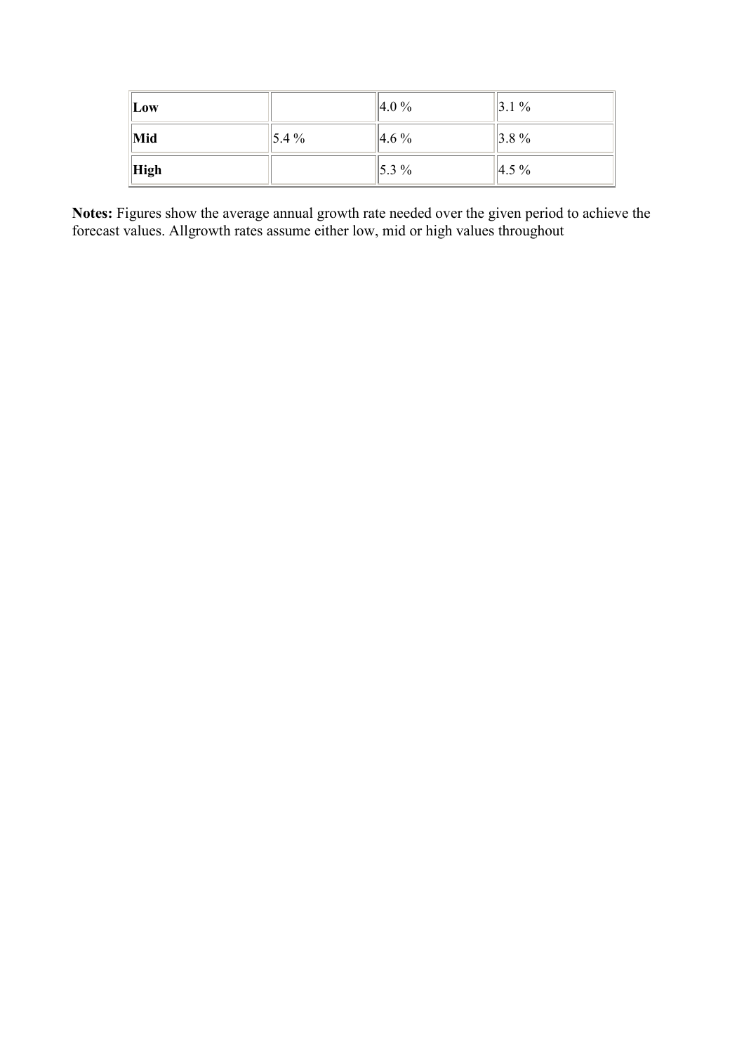| | | | |
|---|---|---|---|
| **Low** | | 4.0 % | 3.1 % |
| **Mid** | 5.4 % | 4.6 % | 3.8 % |
| **High** | | 5.3 % | 4.5 % |

**Notes:** Figures show the average annual growth rate needed over the given period to achieve the forecast values. Allgrowth rates assume either low, mid or high values throughout